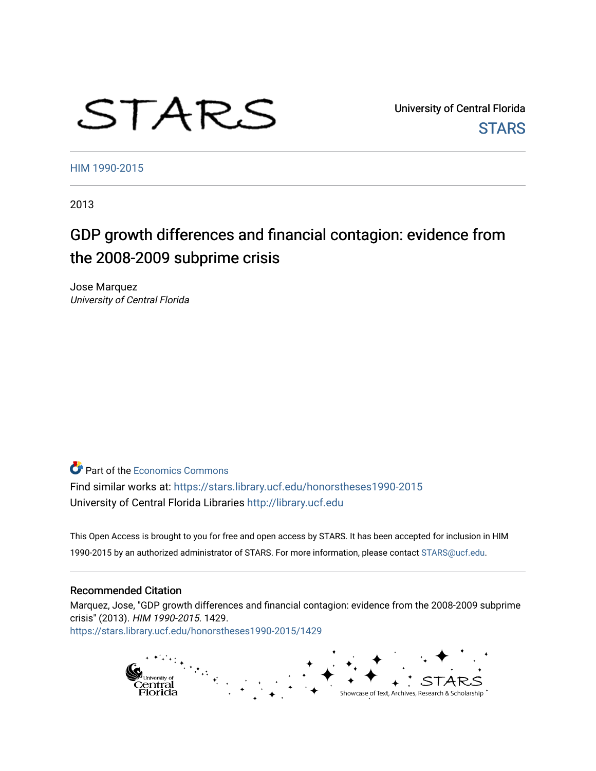STARS

University of Central Florida

STARS

HIM 1990-2015

2013

# GDP growth differences and financial contagion: evidence from the 2008-2009 subprime crisis

Jose Marquez

*University of Central Florida*

Part of the Economics Commons

Find similar works at: https://stars.library.ucf.edu/honorstheses1990-2015

University of Central Florida Libraries http://library.ucf.edu

This Open Access is brought to you for free and open access by STARS. It has been accepted for inclusion in HIM 1990-2015 by an authorized administrator of STARS. For more information, please contact STARS@ucf.edu.

## Recommended Citation

Marquez, Jose, "GDP growth differences and financial contagion: evidence from the 2008-2009 subprime crisis" (2013). *HIM 1990-2015*. 1429.

https://stars.library.ucf.edu/honorstheses1990-2015/1429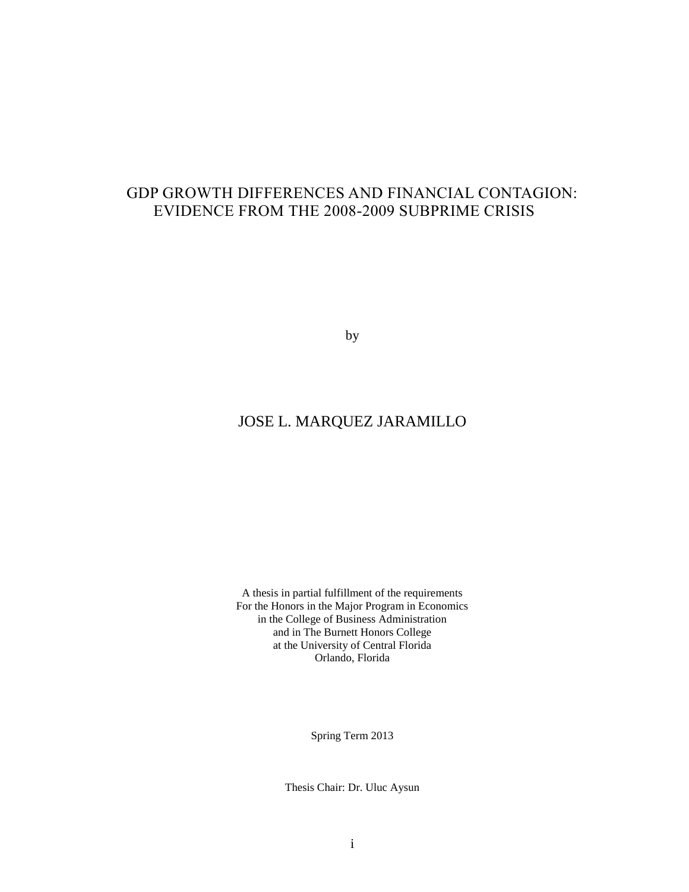# GDP GROWTH DIFFERENCES AND FINANCIAL CONTAGION: EVIDENCE FROM THE 2008-2009 SUBPRIME CRISIS

by

JOSE L. MARQUEZ JARAMILLO

A thesis in partial fulfillment of the requirements
For the Honors in the Major Program in Economics
in the College of Business Administration
and in The Burnett Honors College
at the University of Central Florida
Orlando, Florida

Spring Term 2013

Thesis Chair: Dr. Uluc Aysun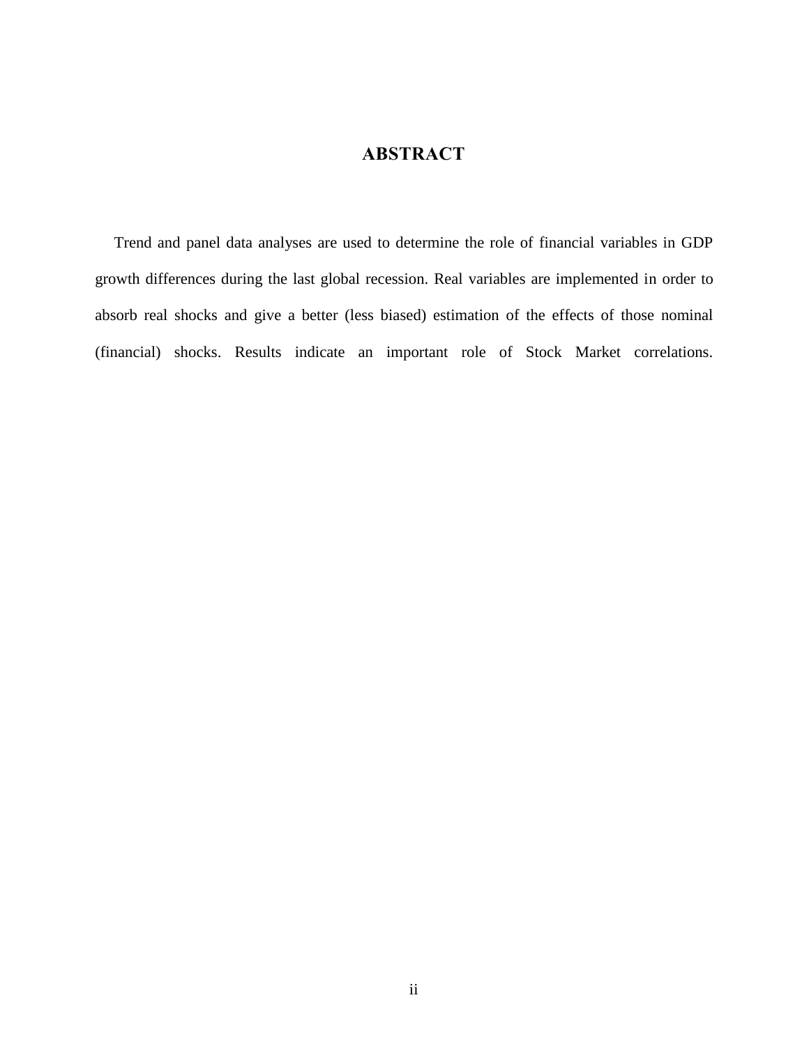# ABSTRACT

Trend and panel data analyses are used to determine the role of financial variables in GDP growth differences during the last global recession. Real variables are implemented in order to absorb real shocks and give a better (less biased) estimation of the effects of those nominal (financial) shocks. Results indicate an important role of Stock Market correlations.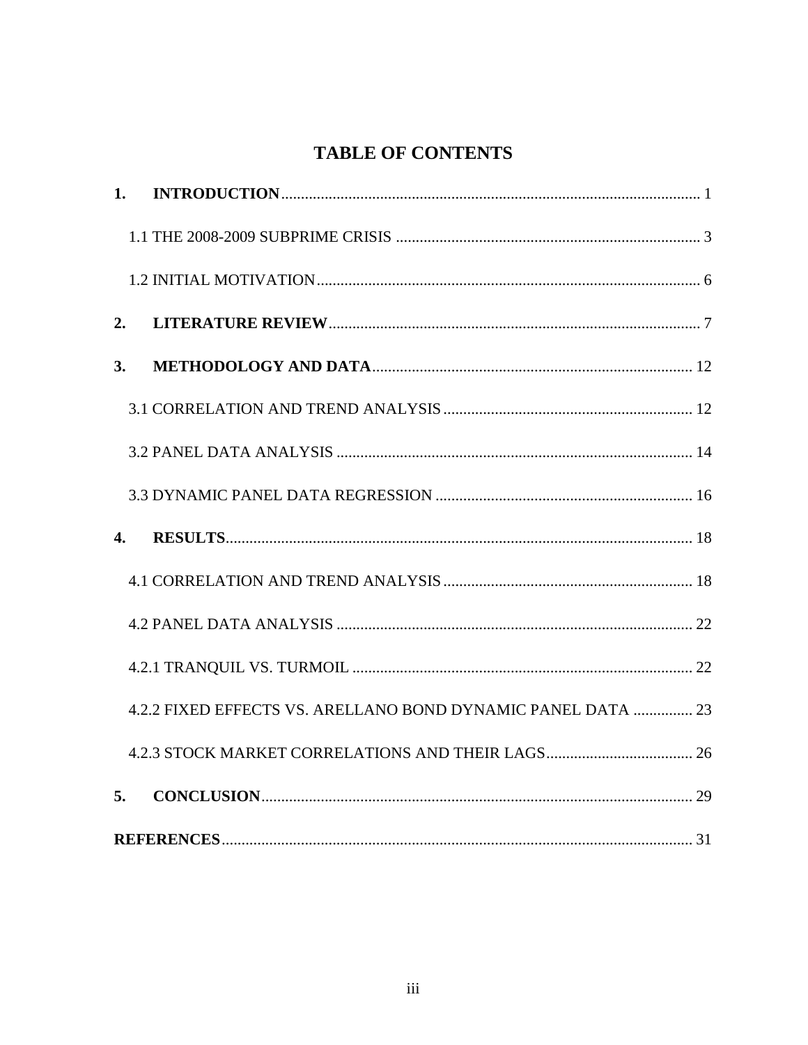# TABLE OF CONTENTS

**1. INTRODUCTION** ........................................................................................................ 1

1.1 THE 2008-2009 SUBPRIME CRISIS ........................................................................... 3

1.2 INITIAL MOTIVATION ............................................................................................... 6

**2. LITERATURE REVIEW** ............................................................................................ 7

**3. METHODOLOGY AND DATA** ................................................................................ 12

3.1 CORRELATION AND TREND ANALYSIS .............................................................. 12

3.2 PANEL DATA ANALYSIS ......................................................................................... 14

3.3 DYNAMIC PANEL DATA REGRESSION ................................................................ 16

**4. RESULTS** ................................................................................................................... 18

4.1 CORRELATION AND TREND ANALYSIS .............................................................. 18

4.2 PANEL DATA ANALYSIS ......................................................................................... 22

4.2.1 TRANQUIL VS. TURMOIL ..................................................................................... 22

4.2.2 FIXED EFFECTS VS. ARELLANO BOND DYNAMIC PANEL DATA .............. 23

4.2.3 STOCK MARKET CORRELATIONS AND THEIR LAGS .................................... 26

**5. CONCLUSION** ............................................................................................................ 29

**REFERENCES** ................................................................................................................. 31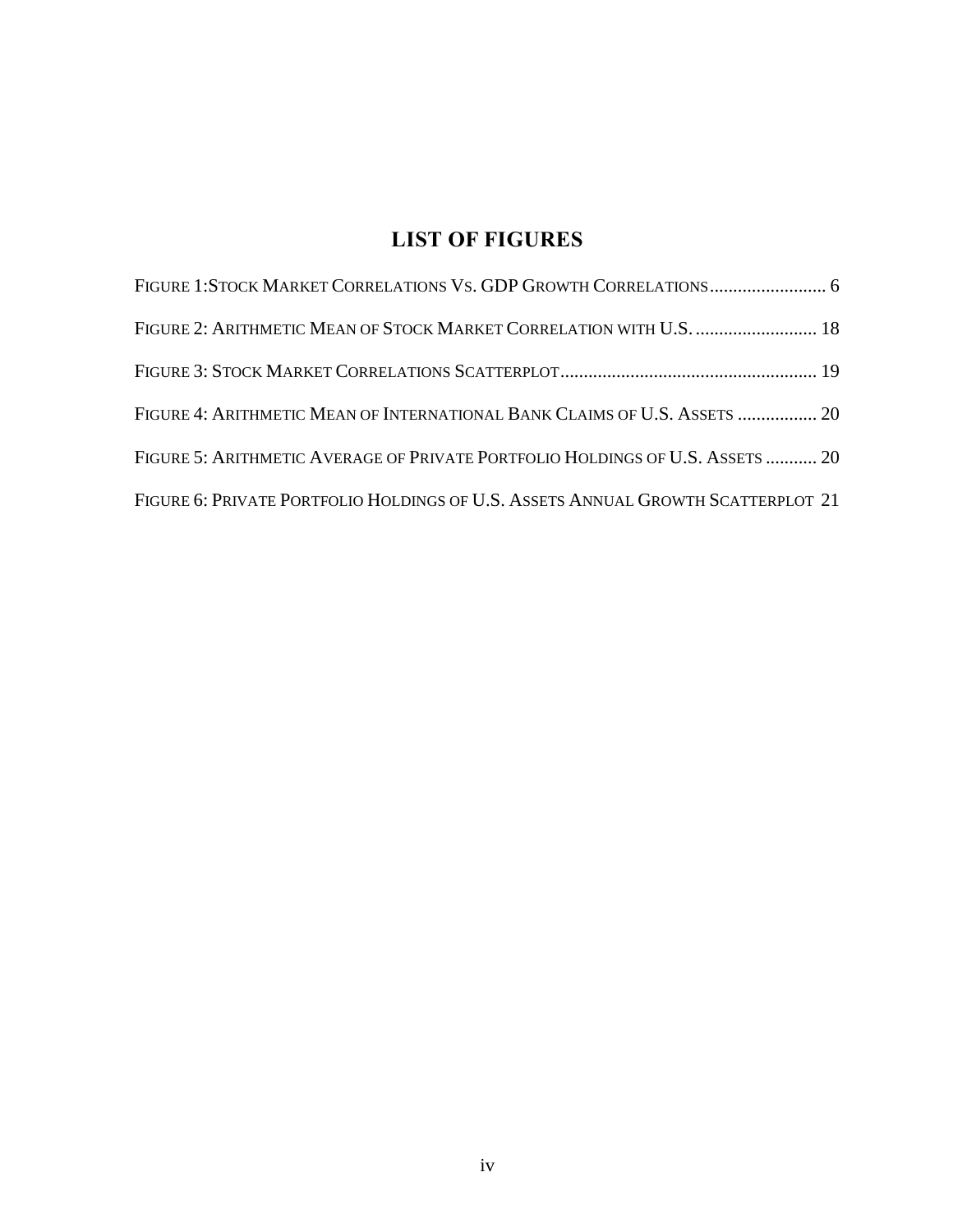# LIST OF FIGURES

FIGURE 1:STOCK MARKET CORRELATIONS VS. GDP GROWTH CORRELATIONS ........................ 6

FIGURE 2: ARITHMETIC MEAN OF STOCK MARKET CORRELATION WITH U.S. .......................... 18

FIGURE 3: STOCK MARKET CORRELATIONS SCATTERPLOT ...................................................... 19

FIGURE 4: ARITHMETIC MEAN OF INTERNATIONAL BANK CLAIMS OF U.S. ASSETS ................. 20

FIGURE 5: ARITHMETIC AVERAGE OF PRIVATE PORTFOLIO HOLDINGS OF U.S. ASSETS ........... 20

FIGURE 6: PRIVATE PORTFOLIO HOLDINGS OF U.S. ASSETS ANNUAL GROWTH SCATTERPLOT 21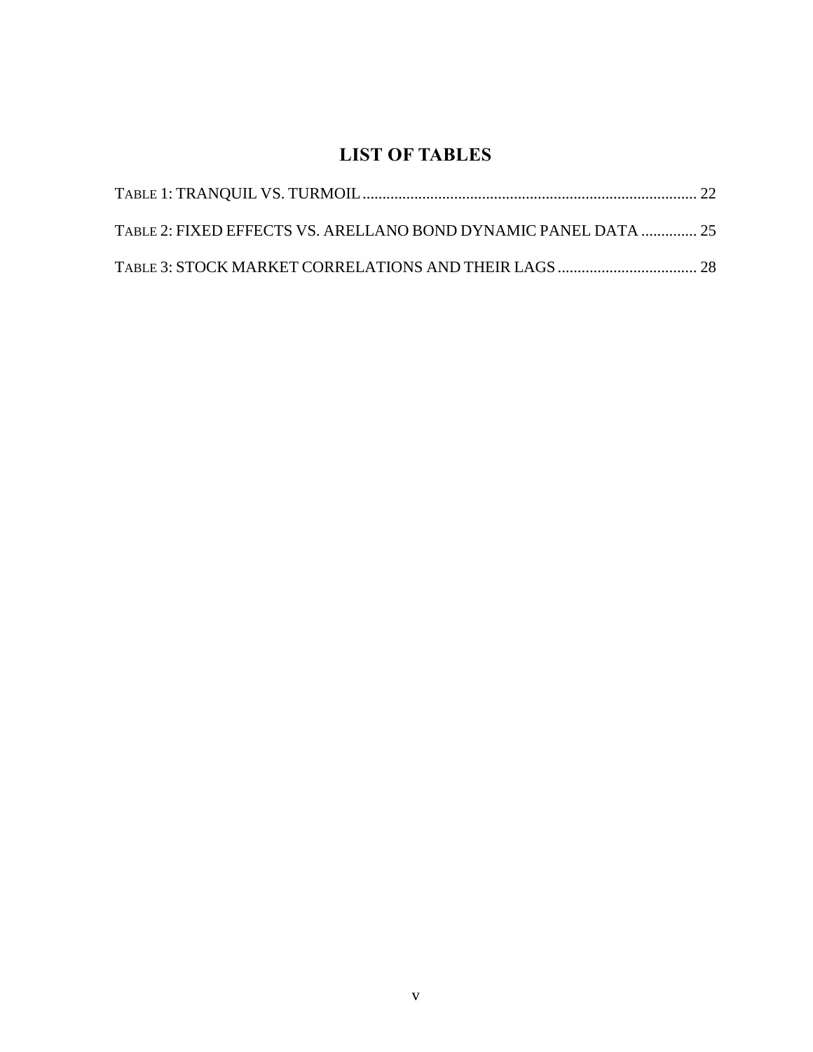# LIST OF TABLES

TABLE 1: TRANQUIL VS. TURMOIL .................................................................................. 22

TABLE 2: FIXED EFFECTS VS. ARELLANO BOND DYNAMIC PANEL DATA .............. 25

TABLE 3: STOCK MARKET CORRELATIONS AND THEIR LAGS .................................. 28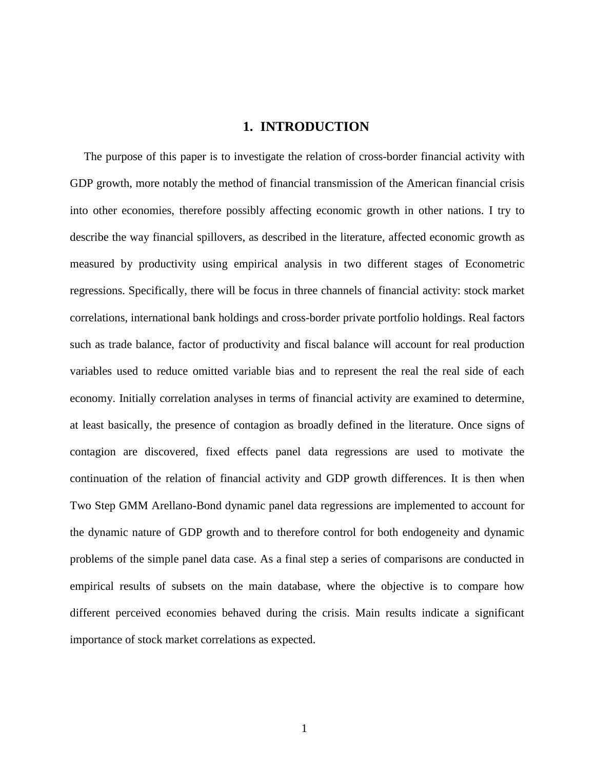# 1. INTRODUCTION

The purpose of this paper is to investigate the relation of cross-border financial activity with GDP growth, more notably the method of financial transmission of the American financial crisis into other economies, therefore possibly affecting economic growth in other nations. I try to describe the way financial spillovers, as described in the literature, affected economic growth as measured by productivity using empirical analysis in two different stages of Econometric regressions. Specifically, there will be focus in three channels of financial activity: stock market correlations, international bank holdings and cross-border private portfolio holdings. Real factors such as trade balance, factor of productivity and fiscal balance will account for real production variables used to reduce omitted variable bias and to represent the real the real side of each economy. Initially correlation analyses in terms of financial activity are examined to determine, at least basically, the presence of contagion as broadly defined in the literature. Once signs of contagion are discovered, fixed effects panel data regressions are used to motivate the continuation of the relation of financial activity and GDP growth differences. It is then when Two Step GMM Arellano-Bond dynamic panel data regressions are implemented to account for the dynamic nature of GDP growth and to therefore control for both endogeneity and dynamic problems of the simple panel data case. As a final step a series of comparisons are conducted in empirical results of subsets on the main database, where the objective is to compare how different perceived economies behaved during the crisis. Main results indicate a significant importance of stock market correlations as expected.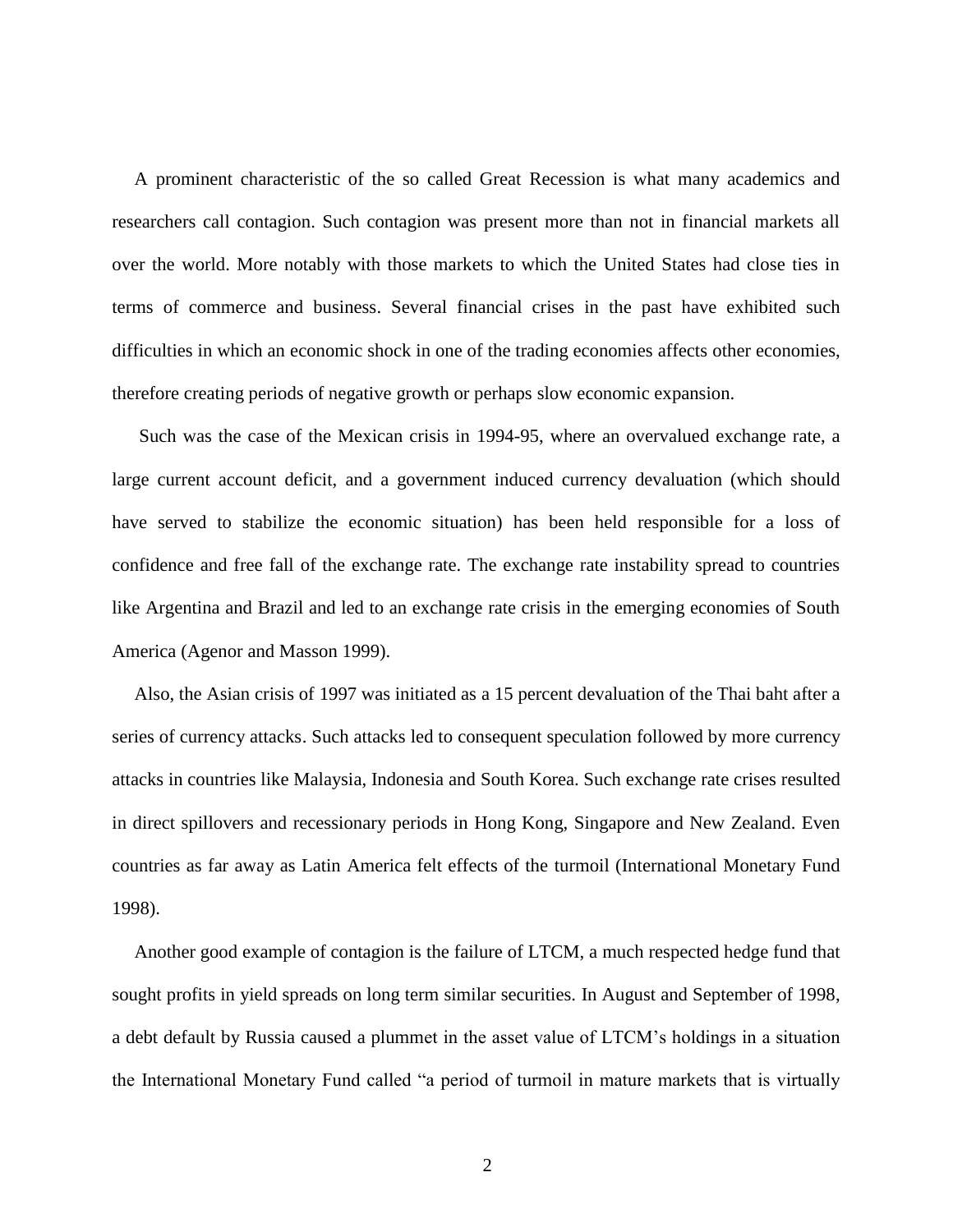A prominent characteristic of the so called Great Recession is what many academics and researchers call contagion. Such contagion was present more than not in financial markets all over the world. More notably with those markets to which the United States had close ties in terms of commerce and business. Several financial crises in the past have exhibited such difficulties in which an economic shock in one of the trading economies affects other economies, therefore creating periods of negative growth or perhaps slow economic expansion.

Such was the case of the Mexican crisis in 1994-95, where an overvalued exchange rate, a large current account deficit, and a government induced currency devaluation (which should have served to stabilize the economic situation) has been held responsible for a loss of confidence and free fall of the exchange rate. The exchange rate instability spread to countries like Argentina and Brazil and led to an exchange rate crisis in the emerging economies of South America (Agenor and Masson 1999).

Also, the Asian crisis of 1997 was initiated as a 15 percent devaluation of the Thai baht after a series of currency attacks. Such attacks led to consequent speculation followed by more currency attacks in countries like Malaysia, Indonesia and South Korea. Such exchange rate crises resulted in direct spillovers and recessionary periods in Hong Kong, Singapore and New Zealand. Even countries as far away as Latin America felt effects of the turmoil (International Monetary Fund 1998).

Another good example of contagion is the failure of LTCM, a much respected hedge fund that sought profits in yield spreads on long term similar securities. In August and September of 1998, a debt default by Russia caused a plummet in the asset value of LTCM's holdings in a situation the International Monetary Fund called "a period of turmoil in mature markets that is virtually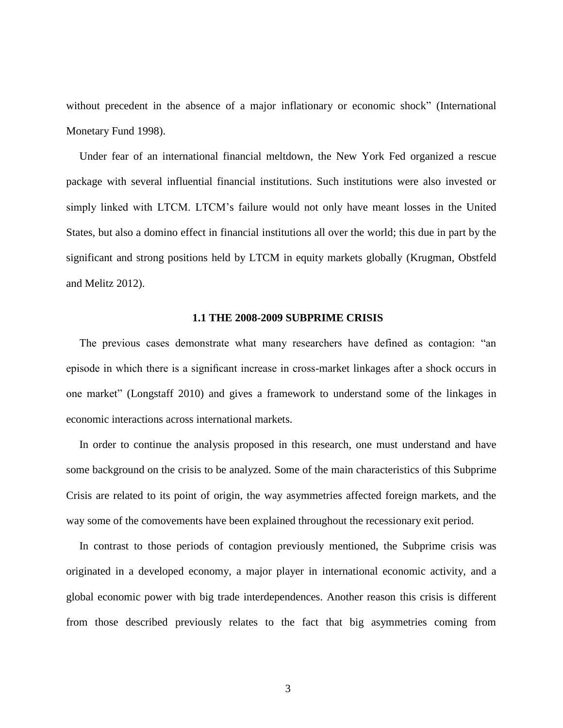without precedent in the absence of a major inflationary or economic shock" (International Monetary Fund 1998).

Under fear of an international financial meltdown, the New York Fed organized a rescue package with several influential financial institutions. Such institutions were also invested or simply linked with LTCM. LTCM's failure would not only have meant losses in the United States, but also a domino effect in financial institutions all over the world; this due in part by the significant and strong positions held by LTCM in equity markets globally (Krugman, Obstfeld and Melitz 2012).

### 1.1 THE 2008-2009 SUBPRIME CRISIS

The previous cases demonstrate what many researchers have defined as contagion: "an episode in which there is a significant increase in cross-market linkages after a shock occurs in one market" (Longstaff 2010) and gives a framework to understand some of the linkages in economic interactions across international markets.

In order to continue the analysis proposed in this research, one must understand and have some background on the crisis to be analyzed. Some of the main characteristics of this Subprime Crisis are related to its point of origin, the way asymmetries affected foreign markets, and the way some of the comovements have been explained throughout the recessionary exit period.

In contrast to those periods of contagion previously mentioned, the Subprime crisis was originated in a developed economy, a major player in international economic activity, and a global economic power with big trade interdependences. Another reason this crisis is different from those described previously relates to the fact that big asymmetries coming from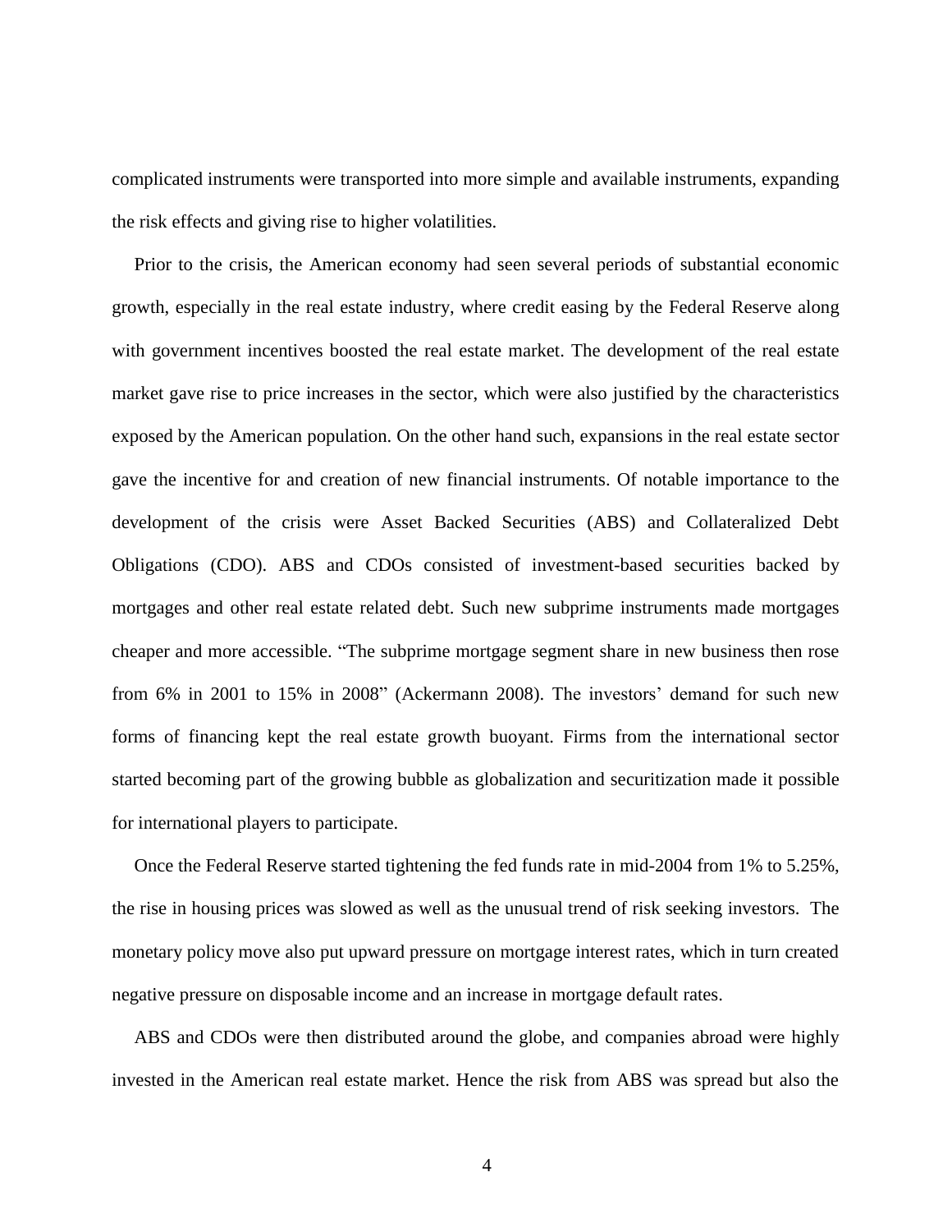complicated instruments were transported into more simple and available instruments, expanding the risk effects and giving rise to higher volatilities.

Prior to the crisis, the American economy had seen several periods of substantial economic growth, especially in the real estate industry, where credit easing by the Federal Reserve along with government incentives boosted the real estate market. The development of the real estate market gave rise to price increases in the sector, which were also justified by the characteristics exposed by the American population. On the other hand such, expansions in the real estate sector gave the incentive for and creation of new financial instruments. Of notable importance to the development of the crisis were Asset Backed Securities (ABS) and Collateralized Debt Obligations (CDO). ABS and CDOs consisted of investment-based securities backed by mortgages and other real estate related debt. Such new subprime instruments made mortgages cheaper and more accessible. "The subprime mortgage segment share in new business then rose from 6% in 2001 to 15% in 2008" (Ackermann 2008). The investors' demand for such new forms of financing kept the real estate growth buoyant. Firms from the international sector started becoming part of the growing bubble as globalization and securitization made it possible for international players to participate.

Once the Federal Reserve started tightening the fed funds rate in mid-2004 from 1% to 5.25%, the rise in housing prices was slowed as well as the unusual trend of risk seeking investors. The monetary policy move also put upward pressure on mortgage interest rates, which in turn created negative pressure on disposable income and an increase in mortgage default rates.

ABS and CDOs were then distributed around the globe, and companies abroad were highly invested in the American real estate market. Hence the risk from ABS was spread but also the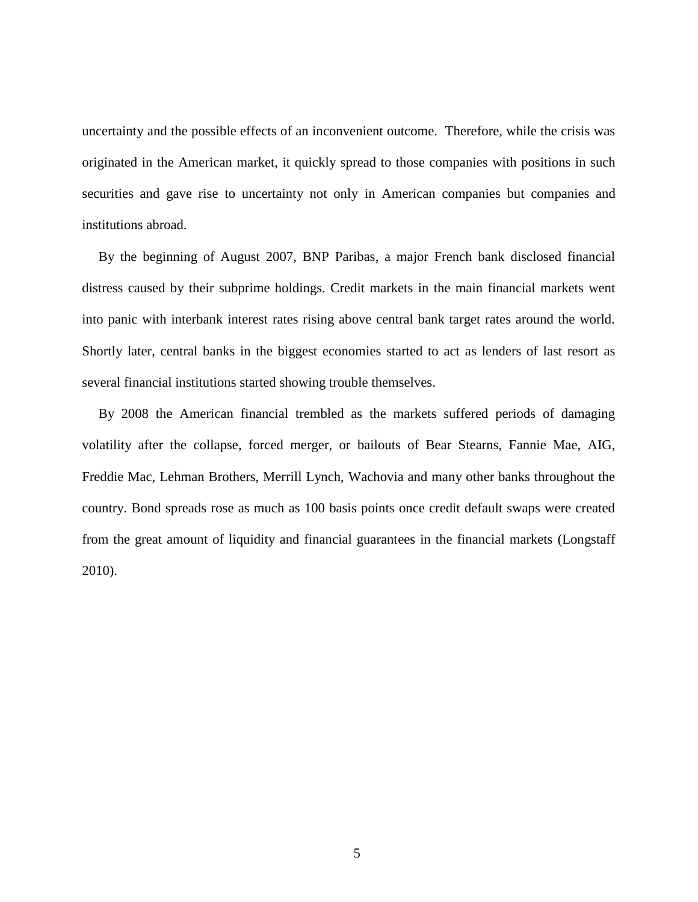uncertainty and the possible effects of an inconvenient outcome. Therefore, while the crisis was originated in the American market, it quickly spread to those companies with positions in such securities and gave rise to uncertainty not only in American companies but companies and institutions abroad.

By the beginning of August 2007, BNP Paribas, a major French bank disclosed financial distress caused by their subprime holdings. Credit markets in the main financial markets went into panic with interbank interest rates rising above central bank target rates around the world. Shortly later, central banks in the biggest economies started to act as lenders of last resort as several financial institutions started showing trouble themselves.

By 2008 the American financial trembled as the markets suffered periods of damaging volatility after the collapse, forced merger, or bailouts of Bear Stearns, Fannie Mae, AIG, Freddie Mac, Lehman Brothers, Merrill Lynch, Wachovia and many other banks throughout the country. Bond spreads rose as much as 100 basis points once credit default swaps were created from the great amount of liquidity and financial guarantees in the financial markets (Longstaff 2010).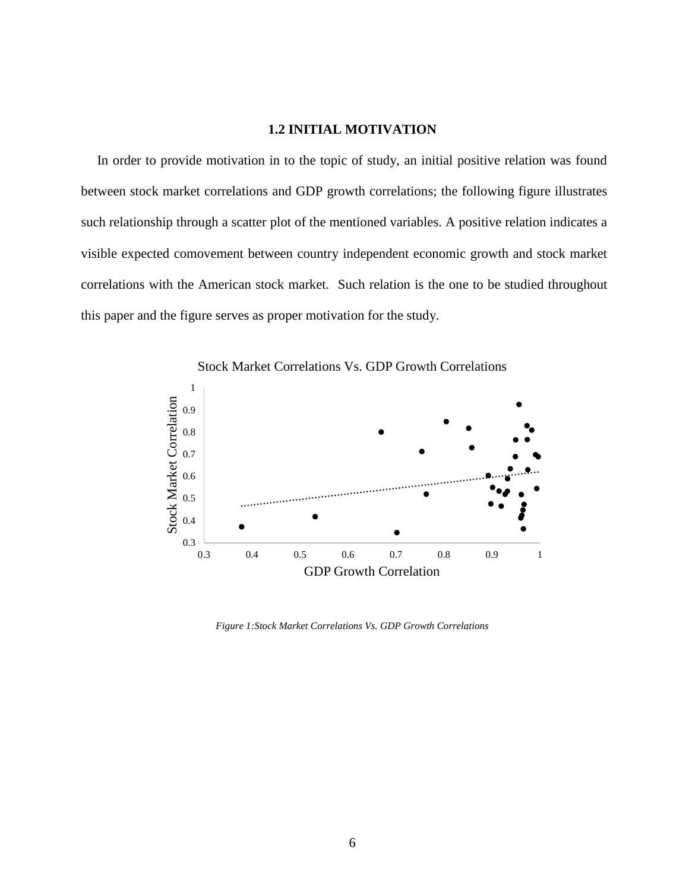## 1.2 INITIAL MOTIVATION

In order to provide motivation in to the topic of study, an initial positive relation was found between stock market correlations and GDP growth correlations; the following figure illustrates such relationship through a scatter plot of the mentioned variables. A positive relation indicates a visible expected comovement between country independent economic growth and stock market correlations with the American stock market. Such relation is the one to be studied throughout this paper and the figure serves as proper motivation for the study.

*Figure 1:Stock Market Correlations Vs. GDP Growth Correlations*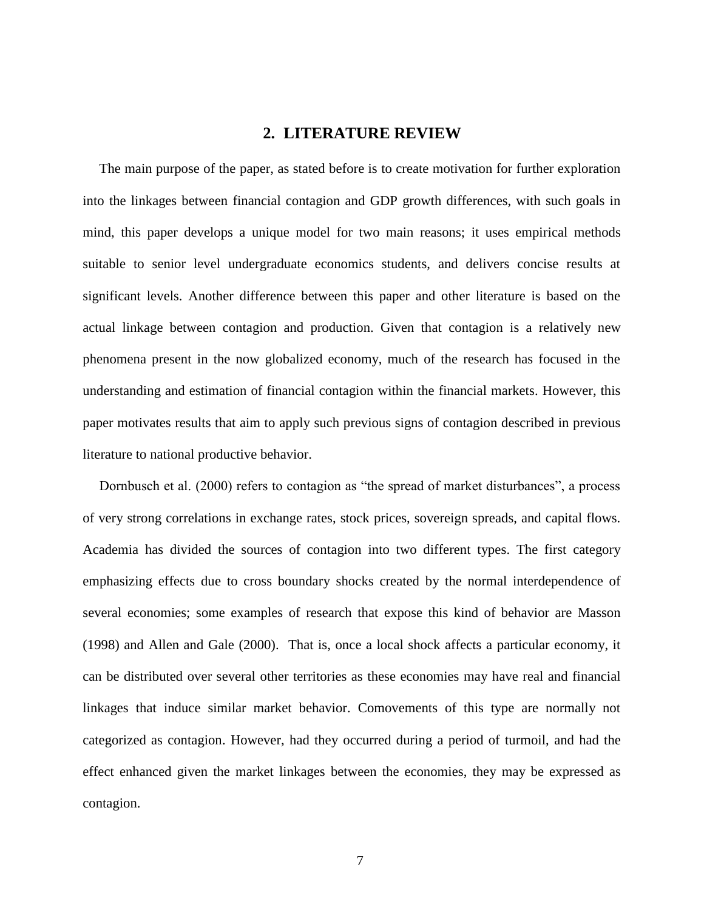## 2. LITERATURE REVIEW

The main purpose of the paper, as stated before is to create motivation for further exploration into the linkages between financial contagion and GDP growth differences, with such goals in mind, this paper develops a unique model for two main reasons; it uses empirical methods suitable to senior level undergraduate economics students, and delivers concise results at significant levels. Another difference between this paper and other literature is based on the actual linkage between contagion and production. Given that contagion is a relatively new phenomena present in the now globalized economy, much of the research has focused in the understanding and estimation of financial contagion within the financial markets. However, this paper motivates results that aim to apply such previous signs of contagion described in previous literature to national productive behavior.

Dornbusch et al. (2000) refers to contagion as "the spread of market disturbances", a process of very strong correlations in exchange rates, stock prices, sovereign spreads, and capital flows. Academia has divided the sources of contagion into two different types. The first category emphasizing effects due to cross boundary shocks created by the normal interdependence of several economies; some examples of research that expose this kind of behavior are Masson (1998) and Allen and Gale (2000). That is, once a local shock affects a particular economy, it can be distributed over several other territories as these economies may have real and financial linkages that induce similar market behavior. Comovements of this type are normally not categorized as contagion. However, had they occurred during a period of turmoil, and had the effect enhanced given the market linkages between the economies, they may be expressed as contagion.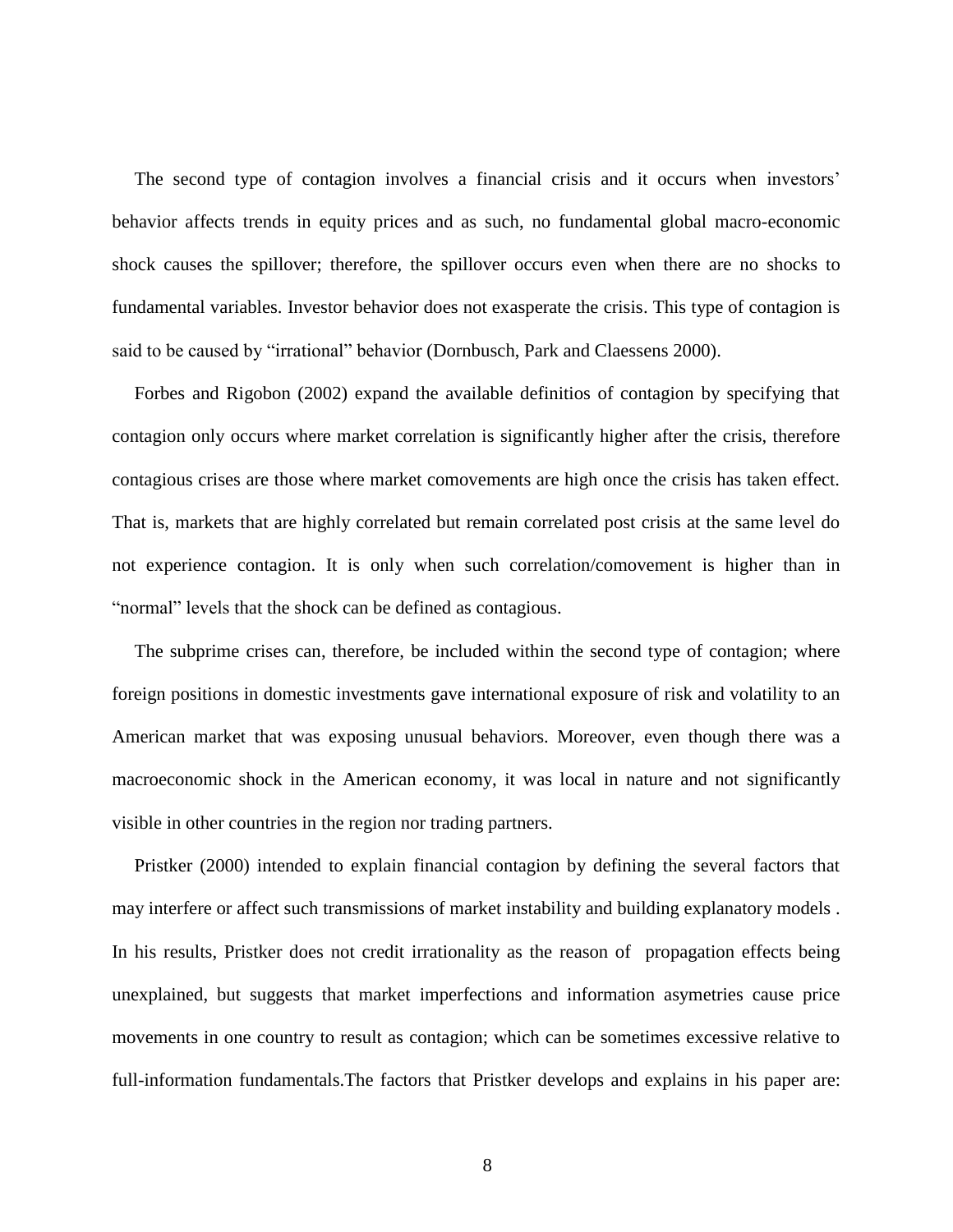The second type of contagion involves a financial crisis and it occurs when investors' behavior affects trends in equity prices and as such, no fundamental global macro-economic shock causes the spillover; therefore, the spillover occurs even when there are no shocks to fundamental variables. Investor behavior does not exasperate the crisis. This type of contagion is said to be caused by "irrational" behavior (Dornbusch, Park and Claessens 2000).

Forbes and Rigobon (2002) expand the available definitios of contagion by specifying that contagion only occurs where market correlation is significantly higher after the crisis, therefore contagious crises are those where market comovements are high once the crisis has taken effect. That is, markets that are highly correlated but remain correlated post crisis at the same level do not experience contagion. It is only when such correlation/comovement is higher than in "normal" levels that the shock can be defined as contagious.

The subprime crises can, therefore, be included within the second type of contagion; where foreign positions in domestic investments gave international exposure of risk and volatility to an American market that was exposing unusual behaviors. Moreover, even though there was a macroeconomic shock in the American economy, it was local in nature and not significantly visible in other countries in the region nor trading partners.

Pristker (2000) intended to explain financial contagion by defining the several factors that may interfere or affect such transmissions of market instability and building explanatory models . In his results, Pristker does not credit irrationality as the reason of propagation effects being unexplained, but suggests that market imperfections and information asymetries cause price movements in one country to result as contagion; which can be sometimes excessive relative to full-information fundamentals.The factors that Pristker develops and explains in his paper are: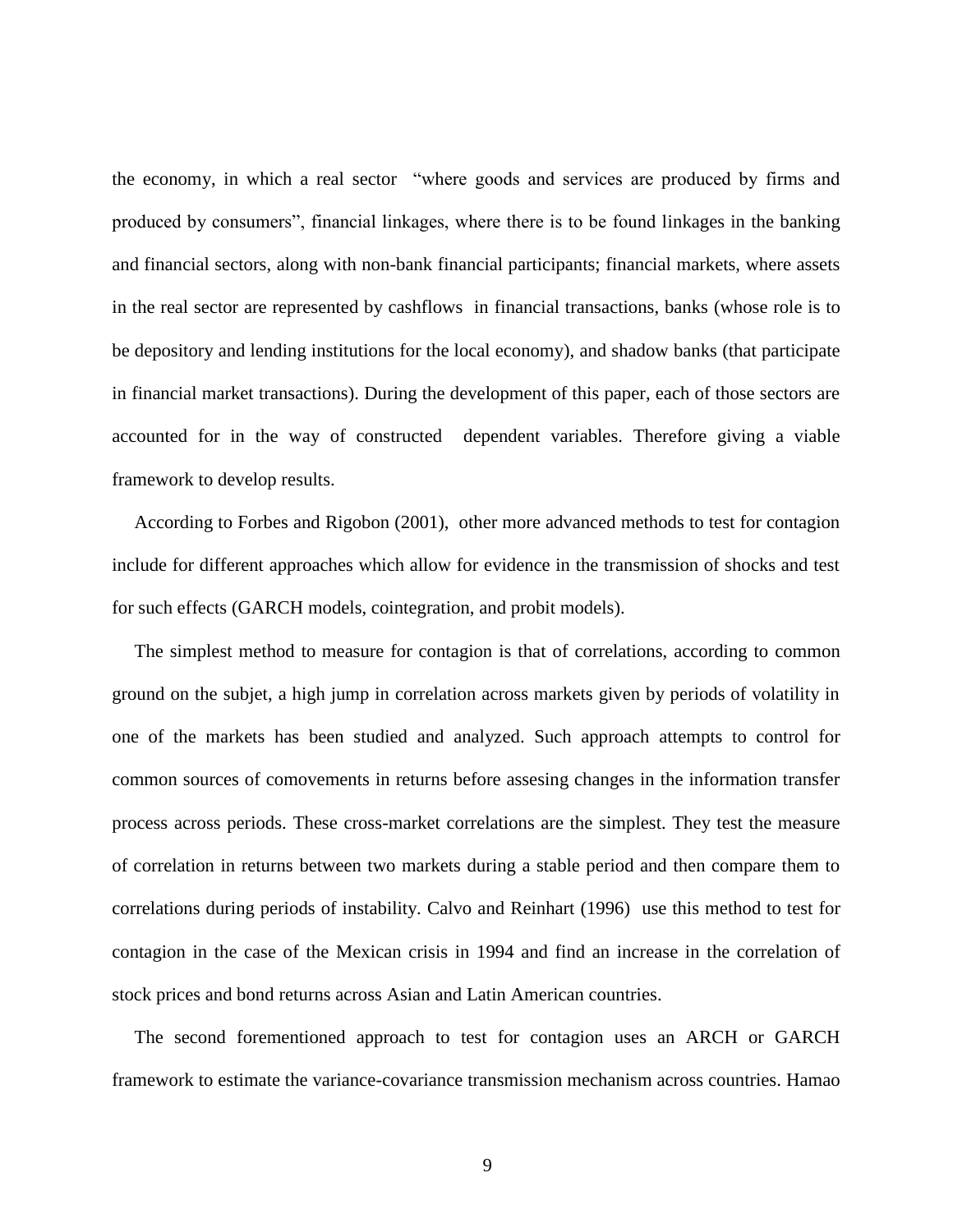the economy, in which a real sector "where goods and services are produced by firms and produced by consumers", financial linkages, where there is to be found linkages in the banking and financial sectors, along with non-bank financial participants; financial markets, where assets in the real sector are represented by cashflows in financial transactions, banks (whose role is to be depository and lending institutions for the local economy), and shadow banks (that participate in financial market transactions). During the development of this paper, each of those sectors are accounted for in the way of constructed dependent variables. Therefore giving a viable framework to develop results.

According to Forbes and Rigobon (2001), other more advanced methods to test for contagion include for different approaches which allow for evidence in the transmission of shocks and test for such effects (GARCH models, cointegration, and probit models).

The simplest method to measure for contagion is that of correlations, according to common ground on the subjet, a high jump in correlation across markets given by periods of volatility in one of the markets has been studied and analyzed. Such approach attempts to control for common sources of comovements in returns before assesing changes in the information transfer process across periods. These cross-market correlations are the simplest. They test the measure of correlation in returns between two markets during a stable period and then compare them to correlations during periods of instability. Calvo and Reinhart (1996) use this method to test for contagion in the case of the Mexican crisis in 1994 and find an increase in the correlation of stock prices and bond returns across Asian and Latin American countries.

The second forementioned approach to test for contagion uses an ARCH or GARCH framework to estimate the variance-covariance transmission mechanism across countries. Hamao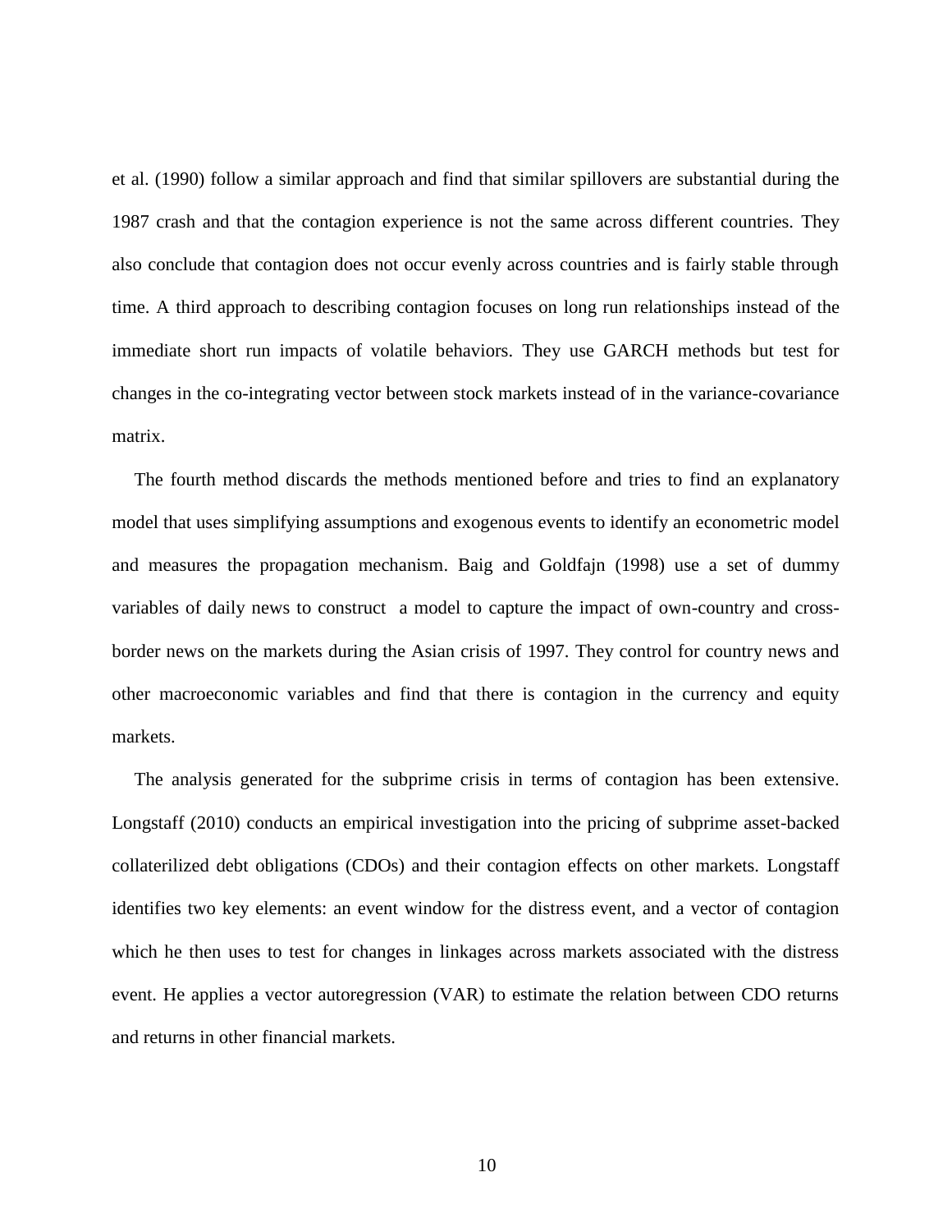et al. (1990) follow a similar approach and find that similar spillovers are substantial during the 1987 crash and that the contagion experience is not the same across different countries. They also conclude that contagion does not occur evenly across countries and is fairly stable through time. A third approach to describing contagion focuses on long run relationships instead of the immediate short run impacts of volatile behaviors. They use GARCH methods but test for changes in the co-integrating vector between stock markets instead of in the variance-covariance matrix.

The fourth method discards the methods mentioned before and tries to find an explanatory model that uses simplifying assumptions and exogenous events to identify an econometric model and measures the propagation mechanism. Baig and Goldfajn (1998) use a set of dummy variables of daily news to construct a model to capture the impact of own-country and cross-border news on the markets during the Asian crisis of 1997. They control for country news and other macroeconomic variables and find that there is contagion in the currency and equity markets.

The analysis generated for the subprime crisis in terms of contagion has been extensive. Longstaff (2010) conducts an empirical investigation into the pricing of subprime asset-backed collaterilized debt obligations (CDOs) and their contagion effects on other markets. Longstaff identifies two key elements: an event window for the distress event, and a vector of contagion which he then uses to test for changes in linkages across markets associated with the distress event. He applies a vector autoregression (VAR) to estimate the relation between CDO returns and returns in other financial markets.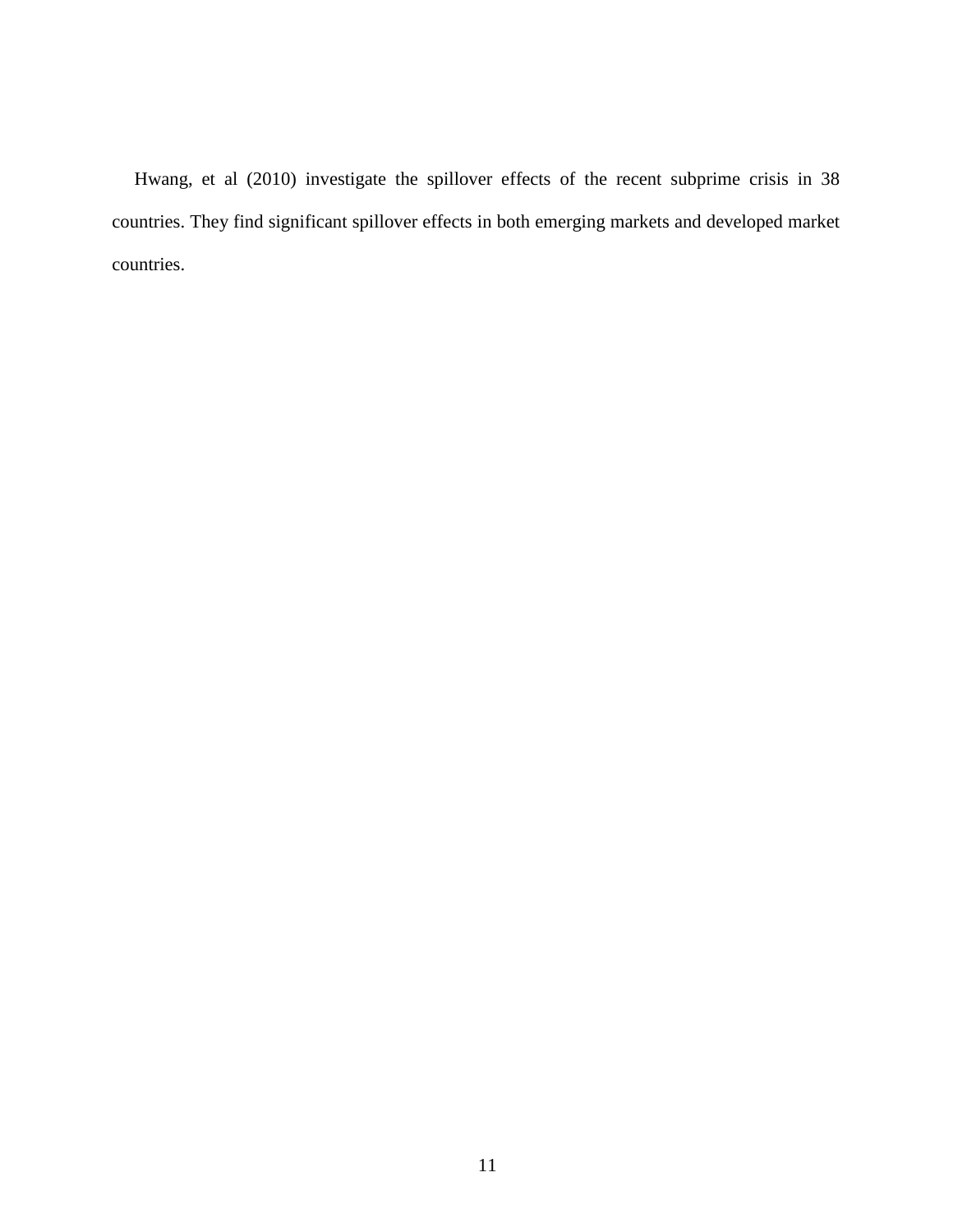Hwang, et al (2010) investigate the spillover effects of the recent subprime crisis in 38 countries. They find significant spillover effects in both emerging markets and developed market countries.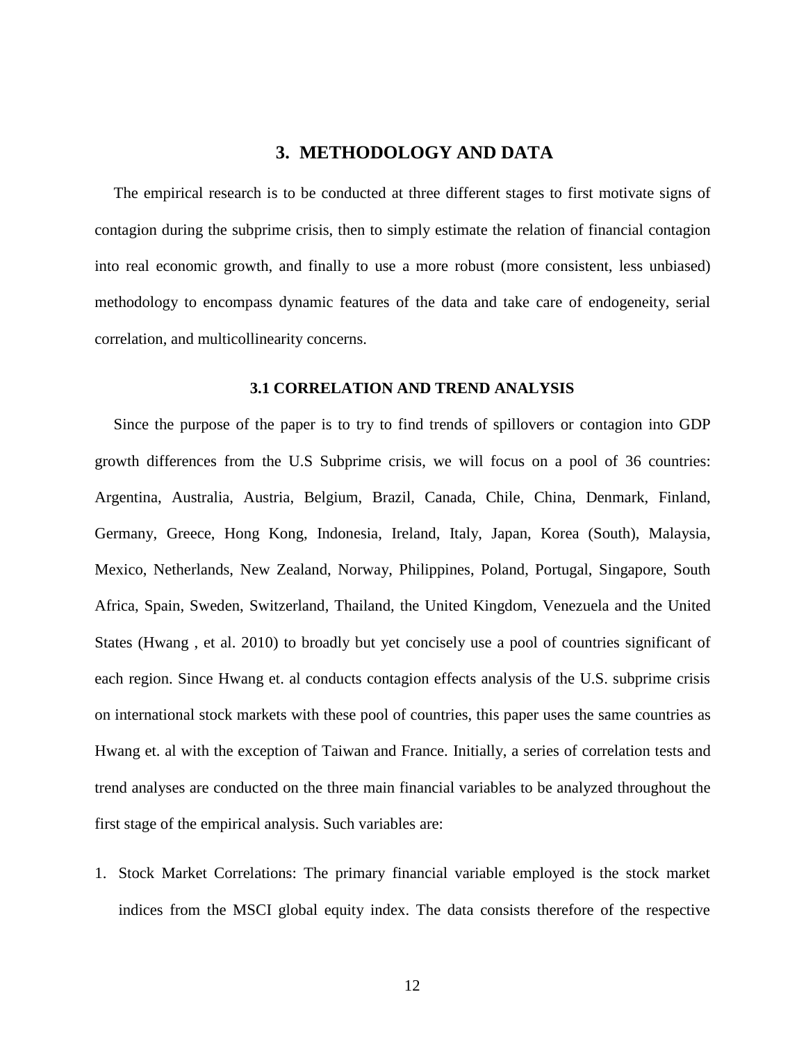# 3. METHODOLOGY AND DATA

The empirical research is to be conducted at three different stages to first motivate signs of contagion during the subprime crisis, then to simply estimate the relation of financial contagion into real economic growth, and finally to use a more robust (more consistent, less unbiased) methodology to encompass dynamic features of the data and take care of endogeneity, serial correlation, and multicollinearity concerns.

## 3.1 CORRELATION AND TREND ANALYSIS

Since the purpose of the paper is to try to find trends of spillovers or contagion into GDP growth differences from the U.S Subprime crisis, we will focus on a pool of 36 countries: Argentina, Australia, Austria, Belgium, Brazil, Canada, Chile, China, Denmark, Finland, Germany, Greece, Hong Kong, Indonesia, Ireland, Italy, Japan, Korea (South), Malaysia, Mexico, Netherlands, New Zealand, Norway, Philippines, Poland, Portugal, Singapore, South Africa, Spain, Sweden, Switzerland, Thailand, the United Kingdom, Venezuela and the United States (Hwang , et al. 2010) to broadly but yet concisely use a pool of countries significant of each region. Since Hwang et. al conducts contagion effects analysis of the U.S. subprime crisis on international stock markets with these pool of countries, this paper uses the same countries as Hwang et. al with the exception of Taiwan and France. Initially, a series of correlation tests and trend analyses are conducted on the three main financial variables to be analyzed throughout the first stage of the empirical analysis. Such variables are:

1. Stock Market Correlations: The primary financial variable employed is the stock market indices from the MSCI global equity index. The data consists therefore of the respective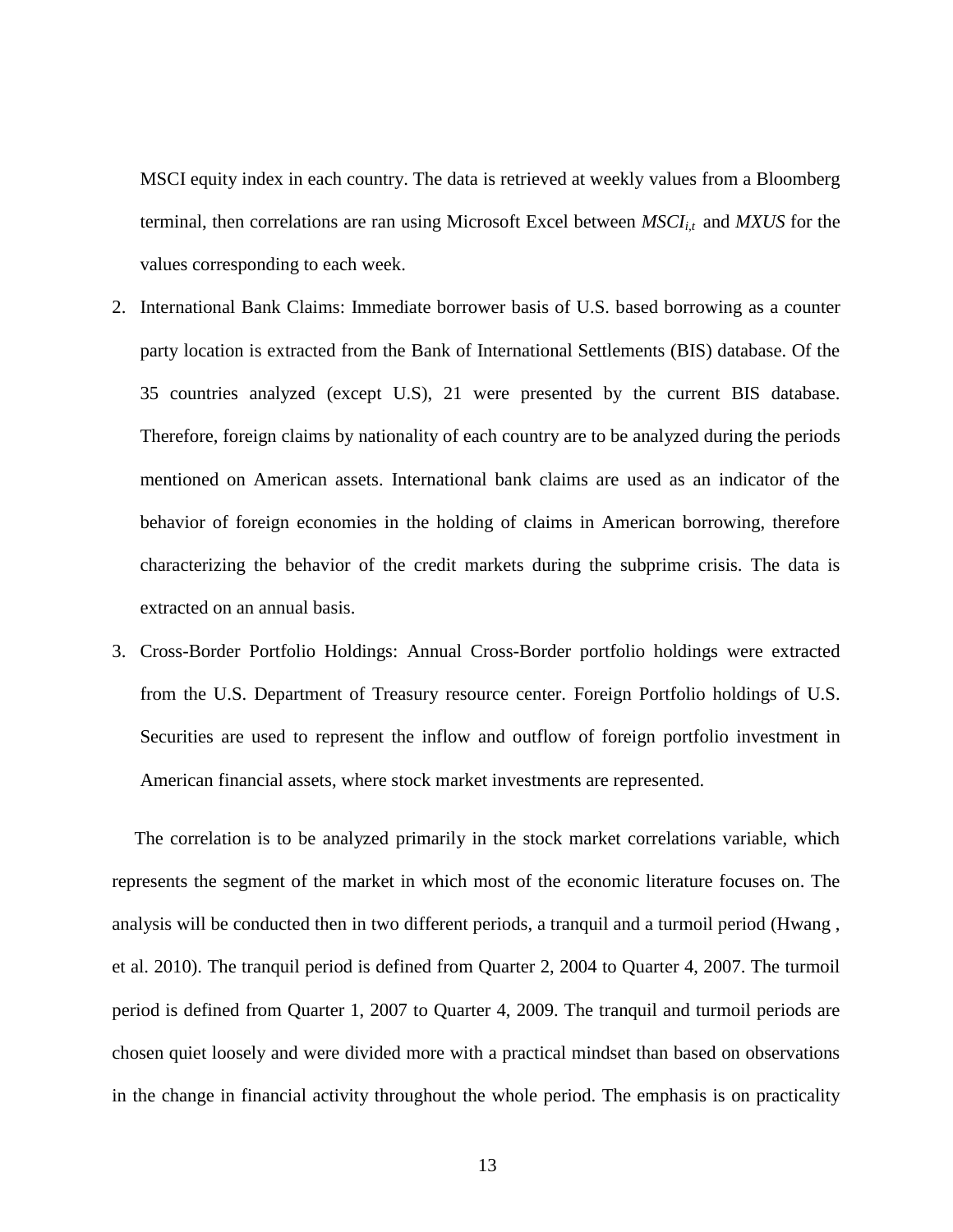MSCI equity index in each country. The data is retrieved at weekly values from a Bloomberg terminal, then correlations are ran using Microsoft Excel between $MSCI_{i,t}$ and *MXUS* for the values corresponding to each week.

2. International Bank Claims: Immediate borrower basis of U.S. based borrowing as a counter party location is extracted from the Bank of International Settlements (BIS) database. Of the 35 countries analyzed (except U.S), 21 were presented by the current BIS database. Therefore, foreign claims by nationality of each country are to be analyzed during the periods mentioned on American assets. International bank claims are used as an indicator of the behavior of foreign economies in the holding of claims in American borrowing, therefore characterizing the behavior of the credit markets during the subprime crisis. The data is extracted on an annual basis.
3. Cross-Border Portfolio Holdings: Annual Cross-Border portfolio holdings were extracted from the U.S. Department of Treasury resource center. Foreign Portfolio holdings of U.S. Securities are used to represent the inflow and outflow of foreign portfolio investment in American financial assets, where stock market investments are represented.

The correlation is to be analyzed primarily in the stock market correlations variable, which represents the segment of the market in which most of the economic literature focuses on. The analysis will be conducted then in two different periods, a tranquil and a turmoil period (Hwang , et al. 2010). The tranquil period is defined from Quarter 2, 2004 to Quarter 4, 2007. The turmoil period is defined from Quarter 1, 2007 to Quarter 4, 2009. The tranquil and turmoil periods are chosen quiet loosely and were divided more with a practical mindset than based on observations in the change in financial activity throughout the whole period. The emphasis is on practicality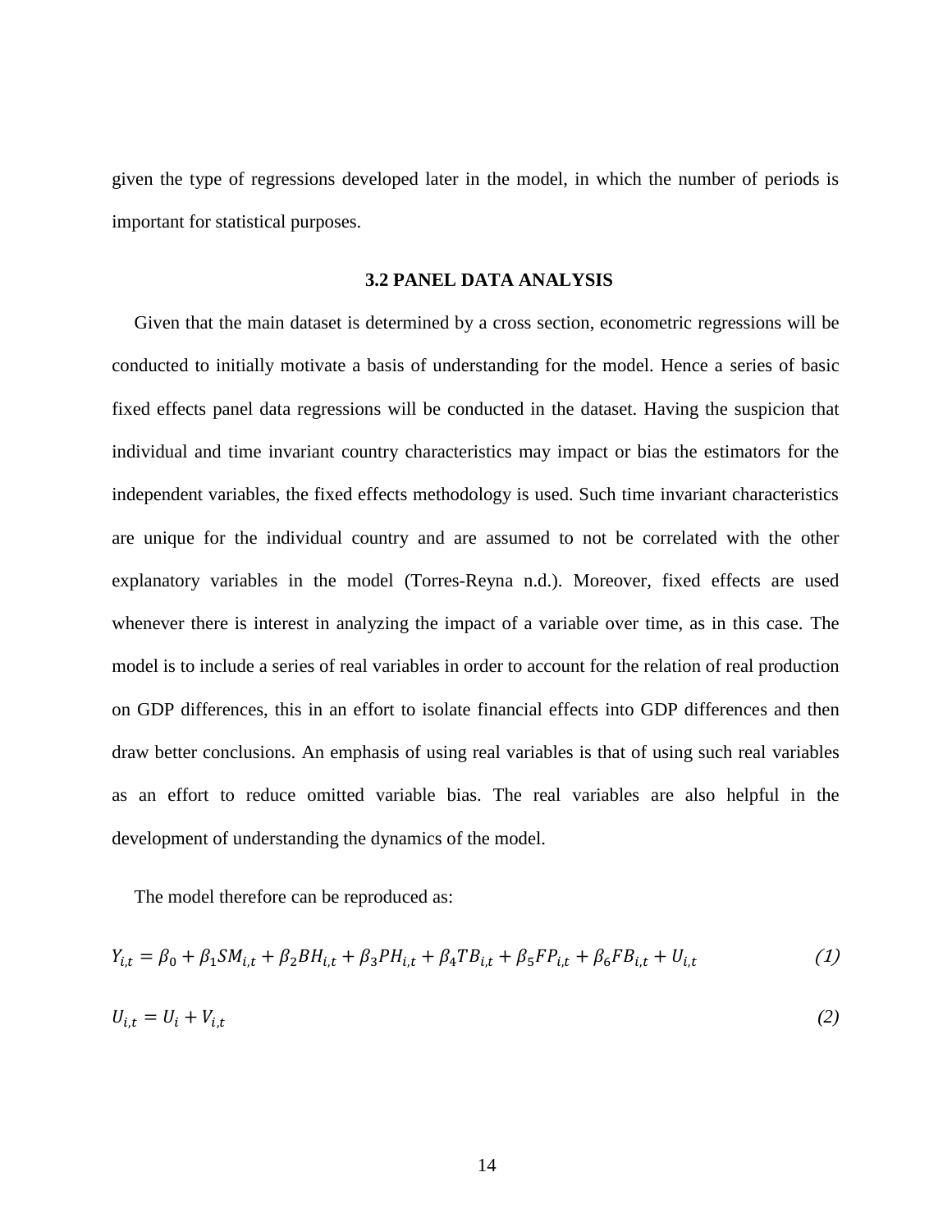given the type of regressions developed later in the model, in which the number of periods is important for statistical purposes.

### 3.2 PANEL DATA ANALYSIS

Given that the main dataset is determined by a cross section, econometric regressions will be conducted to initially motivate a basis of understanding for the model. Hence a series of basic fixed effects panel data regressions will be conducted in the dataset. Having the suspicion that individual and time invariant country characteristics may impact or bias the estimators for the independent variables, the fixed effects methodology is used. Such time invariant characteristics are unique for the individual country and are assumed to not be correlated with the other explanatory variables in the model (Torres-Reyna n.d.). Moreover, fixed effects are used whenever there is interest in analyzing the impact of a variable over time, as in this case. The model is to include a series of real variables in order to account for the relation of real production on GDP differences, this in an effort to isolate financial effects into GDP differences and then draw better conclusions. An emphasis of using real variables is that of using such real variables as an effort to reduce omitted variable bias. The real variables are also helpful in the development of understanding the dynamics of the model.

The model therefore can be reproduced as:

$$Y_{i,t} = \beta_0 + \beta_1 SM_{i,t} + \beta_2 BH_{i,t} + \beta_3 PH_{i,t} + \beta_4 TB_{i,t} + \beta_5 FP_{i,t} + \beta_6 FB_{i,t} + U_{i,t} \tag{1}$$

$$U_{i,t} = U_i + V_{i,t} \tag{2}$$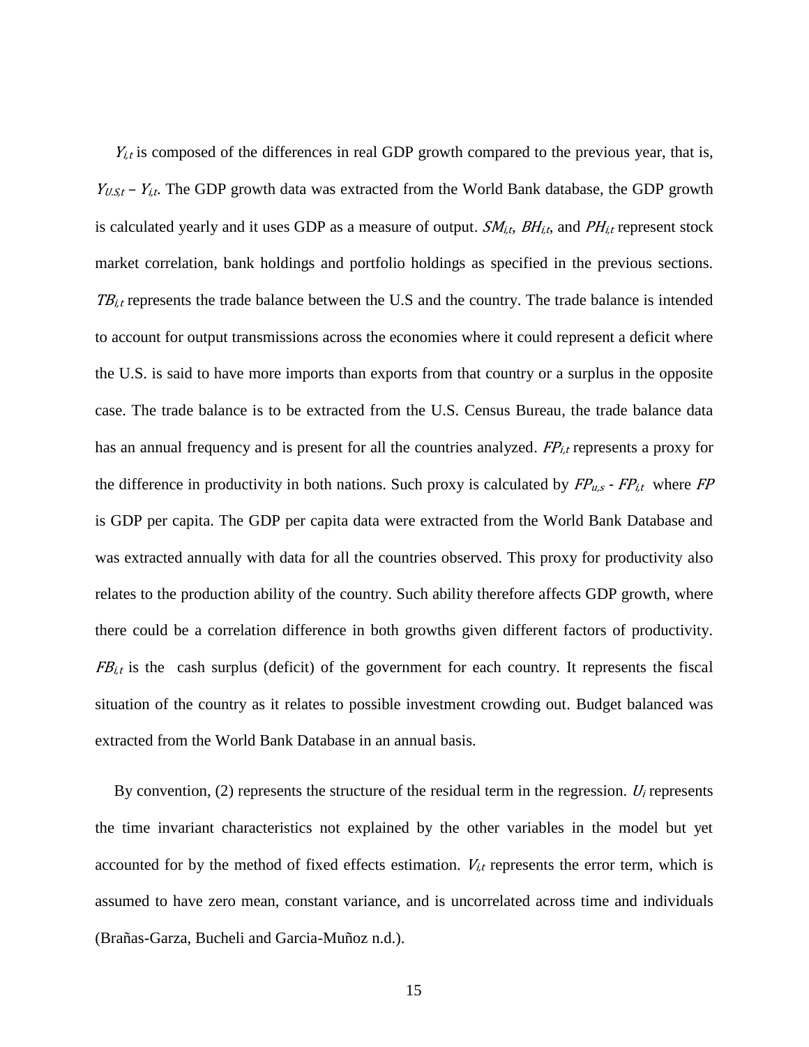$Y_{i,t}$ is composed of the differences in real GDP growth compared to the previous year, that is, $Y_{U.S,t} - Y_{i,t}$. The GDP growth data was extracted from the World Bank database, the GDP growth is calculated yearly and it uses GDP as a measure of output. $SM_{i,t}$, $BH_{i,t}$, and $PH_{i,t}$ represent stock market correlation, bank holdings and portfolio holdings as specified in the previous sections. $TB_{i,t}$ represents the trade balance between the U.S and the country. The trade balance is intended to account for output transmissions across the economies where it could represent a deficit where the U.S. is said to have more imports than exports from that country or a surplus in the opposite case. The trade balance is to be extracted from the U.S. Census Bureau, the trade balance data has an annual frequency and is present for all the countries analyzed. $FP_{i,t}$ represents a proxy for the difference in productivity in both nations. Such proxy is calculated by $FP_{u,s}$ - $FP_{i,t}$ where $FP$ is GDP per capita. The GDP per capita data were extracted from the World Bank Database and was extracted annually with data for all the countries observed. This proxy for productivity also relates to the production ability of the country. Such ability therefore affects GDP growth, where there could be a correlation difference in both growths given different factors of productivity. $FB_{i,t}$ is the cash surplus (deficit) of the government for each country. It represents the fiscal situation of the country as it relates to possible investment crowding out. Budget balanced was extracted from the World Bank Database in an annual basis.

By convention, (2) represents the structure of the residual term in the regression. $U_i$ represents the time invariant characteristics not explained by the other variables in the model but yet accounted for by the method of fixed effects estimation. $V_{i,t}$ represents the error term, which is assumed to have zero mean, constant variance, and is uncorrelated across time and individuals (Brañas-Garza, Bucheli and Garcia-Muñoz n.d.).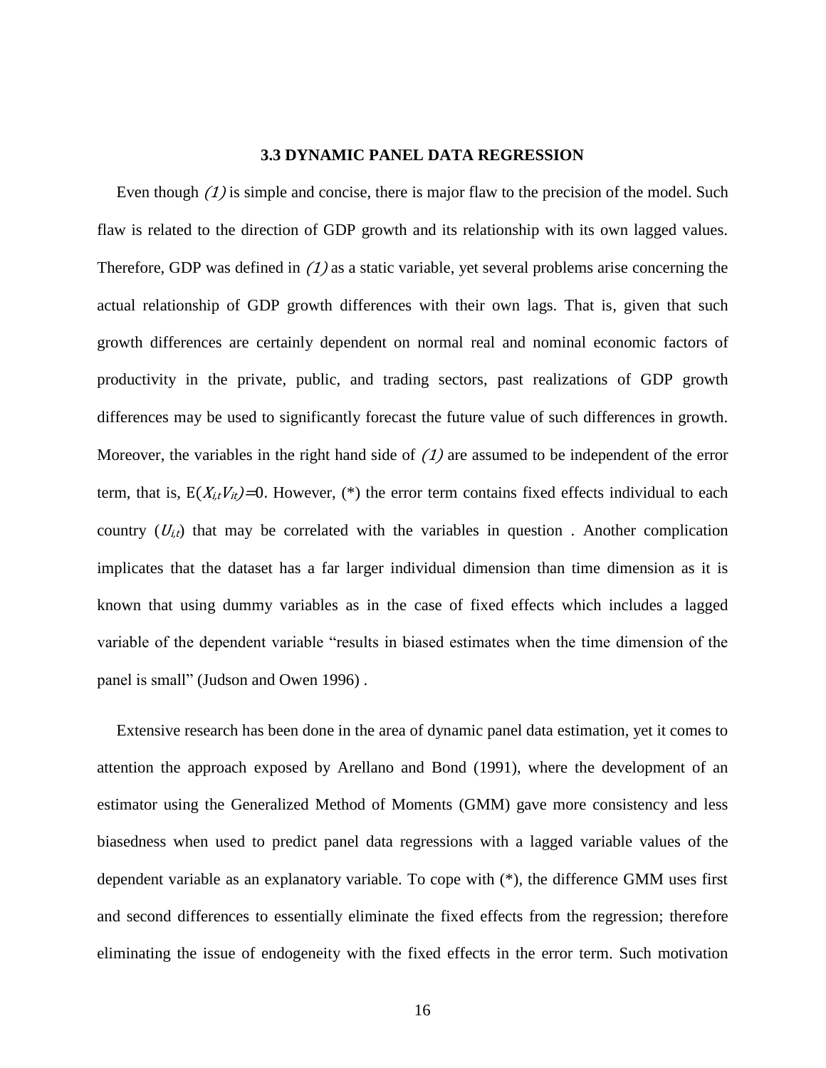### 3.3 DYNAMIC PANEL DATA REGRESSION

Even though *(1)* is simple and concise, there is major flaw to the precision of the model. Such flaw is related to the direction of GDP growth and its relationship with its own lagged values. Therefore, GDP was defined in *(1)* as a static variable, yet several problems arise concerning the actual relationship of GDP growth differences with their own lags. That is, given that such growth differences are certainly dependent on normal real and nominal economic factors of productivity in the private, public, and trading sectors, past realizations of GDP growth differences may be used to significantly forecast the future value of such differences in growth. Moreover, the variables in the right hand side of *(1)* are assumed to be independent of the error term, that is, $E(X_{i,t}V_{it})=0$. However, (*) the error term contains fixed effects individual to each country ($U_{i,t}$) that may be correlated with the variables in question . Another complication implicates that the dataset has a far larger individual dimension than time dimension as it is known that using dummy variables as in the case of fixed effects which includes a lagged variable of the dependent variable "results in biased estimates when the time dimension of the panel is small" (Judson and Owen 1996) .

Extensive research has been done in the area of dynamic panel data estimation, yet it comes to attention the approach exposed by Arellano and Bond (1991), where the development of an estimator using the Generalized Method of Moments (GMM) gave more consistency and less biasedness when used to predict panel data regressions with a lagged variable values of the dependent variable as an explanatory variable. To cope with (*), the difference GMM uses first and second differences to essentially eliminate the fixed effects from the regression; therefore eliminating the issue of endogeneity with the fixed effects in the error term. Such motivation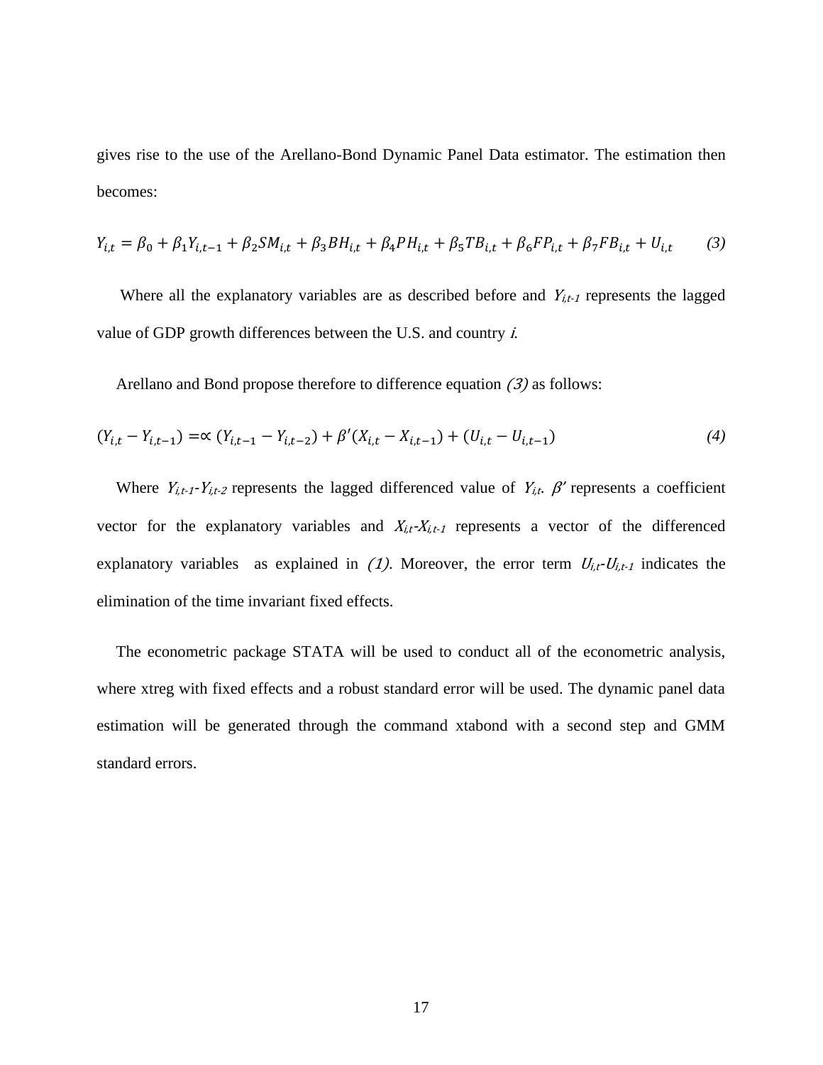gives rise to the use of the Arellano-Bond Dynamic Panel Data estimator. The estimation then becomes:

$$Y_{i,t} = \beta_0 + \beta_1 Y_{i,t-1} + \beta_2 SM_{i,t} + \beta_3 BH_{i,t} + \beta_4 PH_{i,t} + \beta_5 TB_{i,t} + \beta_6 FP_{i,t} + \beta_7 FB_{i,t} + U_{i,t} \qquad (3)$$

Where all the explanatory variables are as described before and $Y_{i,t-1}$ represents the lagged value of GDP growth differences between the U.S. and country *i*.

Arellano and Bond propose therefore to difference equation *(3)* as follows:

$$(Y_{i,t} - Y_{i,t-1}) = \propto (Y_{i,t-1} - Y_{i,t-2}) + \beta'(X_{i,t} - X_{i,t-1}) + (U_{i,t} - U_{i,t-1}) \qquad (4)$$

Where $Y_{i,t-1}$-$Y_{i,t-2}$ represents the lagged differenced value of $Y_{i,t}$. $\beta'$ represents a coefficient vector for the explanatory variables and $X_{i,t}$-$X_{i,t-1}$ represents a vector of the differenced explanatory variables as explained in *(1)*. Moreover, the error term $U_{i,t}$-$U_{i,t-1}$ indicates the elimination of the time invariant fixed effects.

The econometric package STATA will be used to conduct all of the econometric analysis, where xtreg with fixed effects and a robust standard error will be used. The dynamic panel data estimation will be generated through the command xtabond with a second step and GMM standard errors.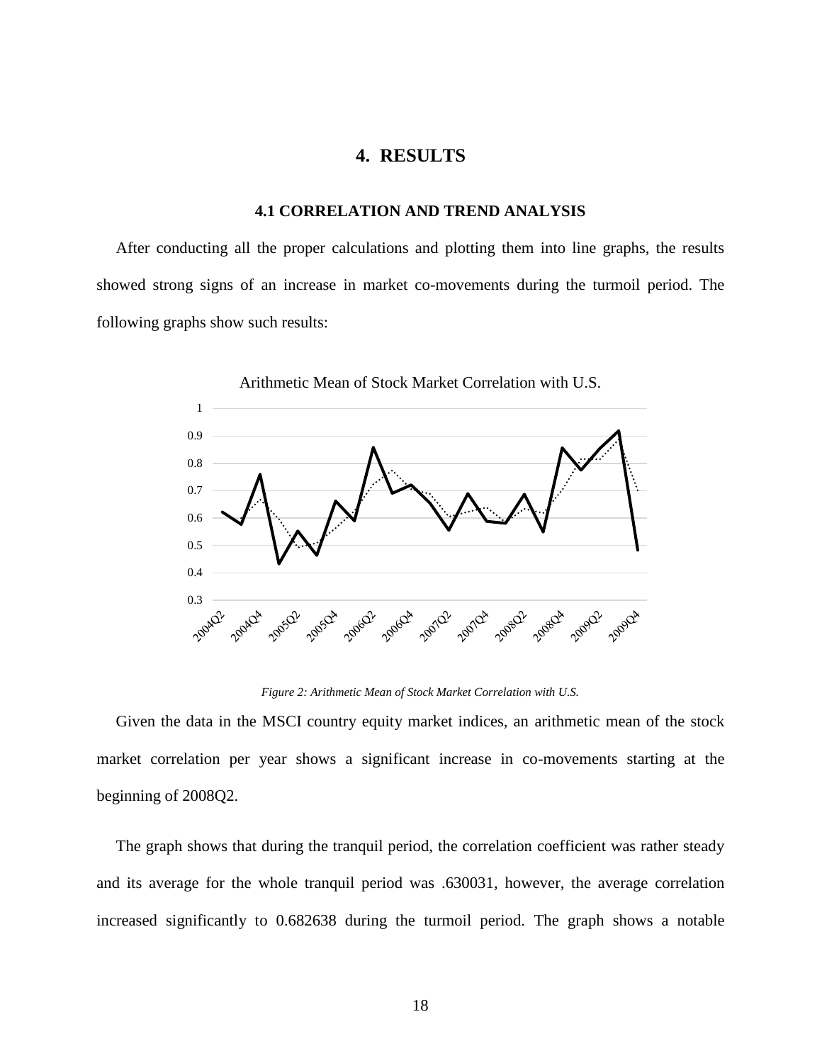# 4. RESULTS

## 4.1 CORRELATION AND TREND ANALYSIS

After conducting all the proper calculations and plotting them into line graphs, the results showed strong signs of an increase in market co-movements during the turmoil period. The following graphs show such results:

*Figure 2: Arithmetic Mean of Stock Market Correlation with U.S.*

Given the data in the MSCI country equity market indices, an arithmetic mean of the stock market correlation per year shows a significant increase in co-movements starting at the beginning of 2008Q2.

The graph shows that during the tranquil period, the correlation coefficient was rather steady and its average for the whole tranquil period was .630031, however, the average correlation increased significantly to 0.682638 during the turmoil period. The graph shows a notable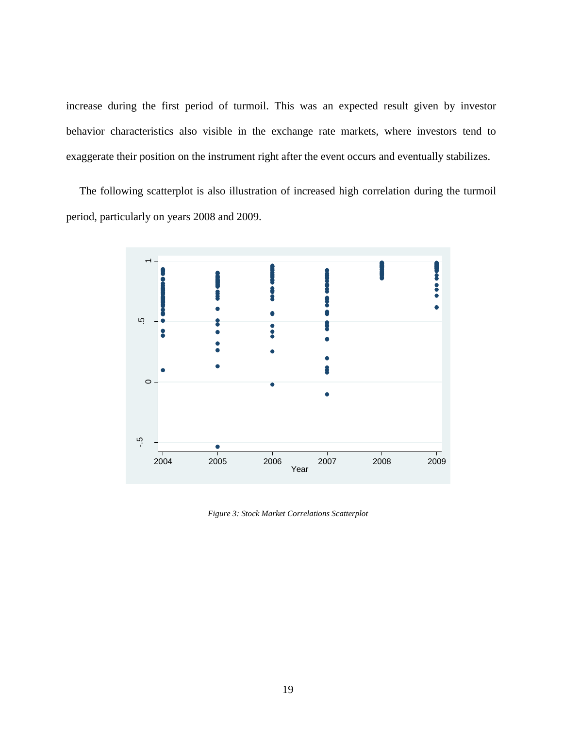increase during the first period of turmoil. This was an expected result given by investor behavior characteristics also visible in the exchange rate markets, where investors tend to exaggerate their position on the instrument right after the event occurs and eventually stabilizes.

The following scatterplot is also illustration of increased high correlation during the turmoil period, particularly on years 2008 and 2009.

*Figure 3: Stock Market Correlations Scatterplot*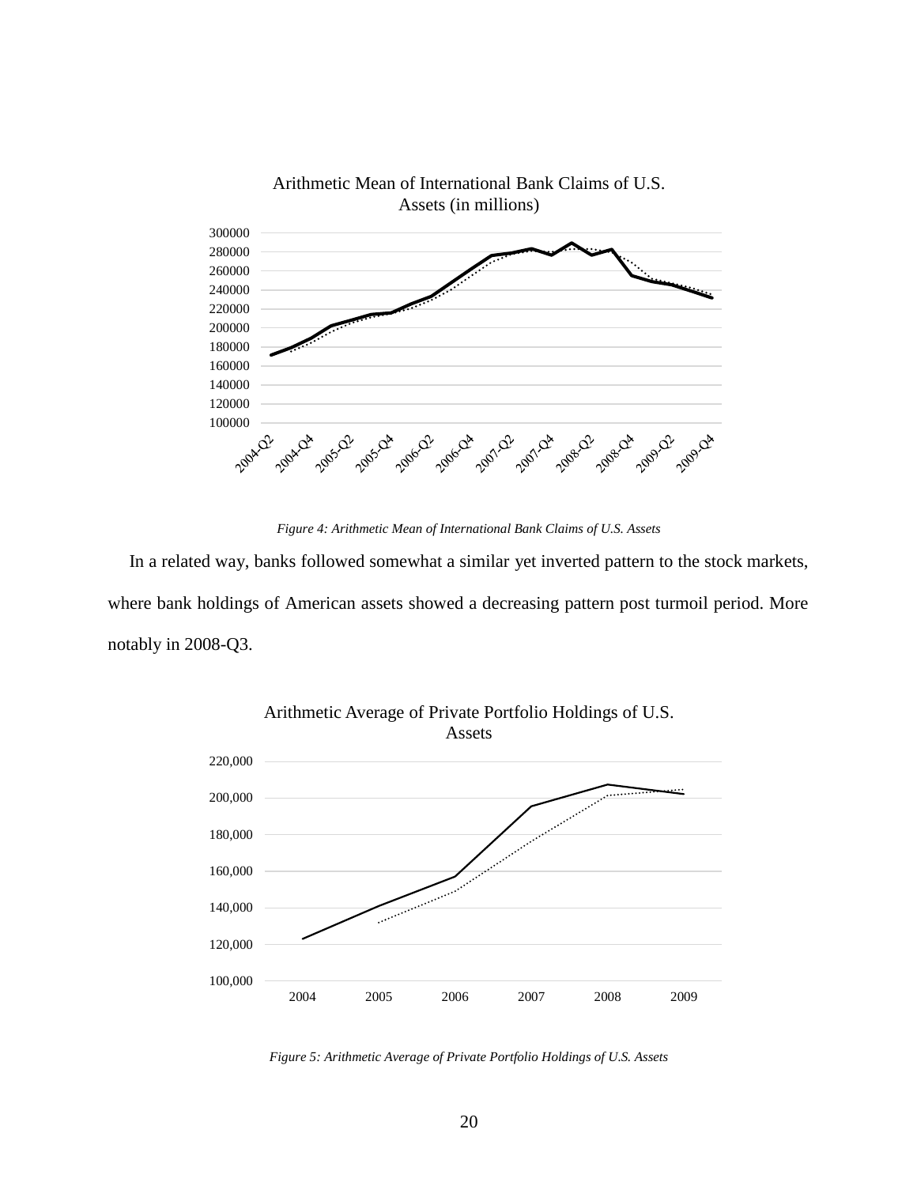*Figure 4: Arithmetic Mean of International Bank Claims of U.S. Assets*

In a related way, banks followed somewhat a similar yet inverted pattern to the stock markets, where bank holdings of American assets showed a decreasing pattern post turmoil period. More notably in 2008-Q3.

*Figure 5: Arithmetic Average of Private Portfolio Holdings of U.S. Assets*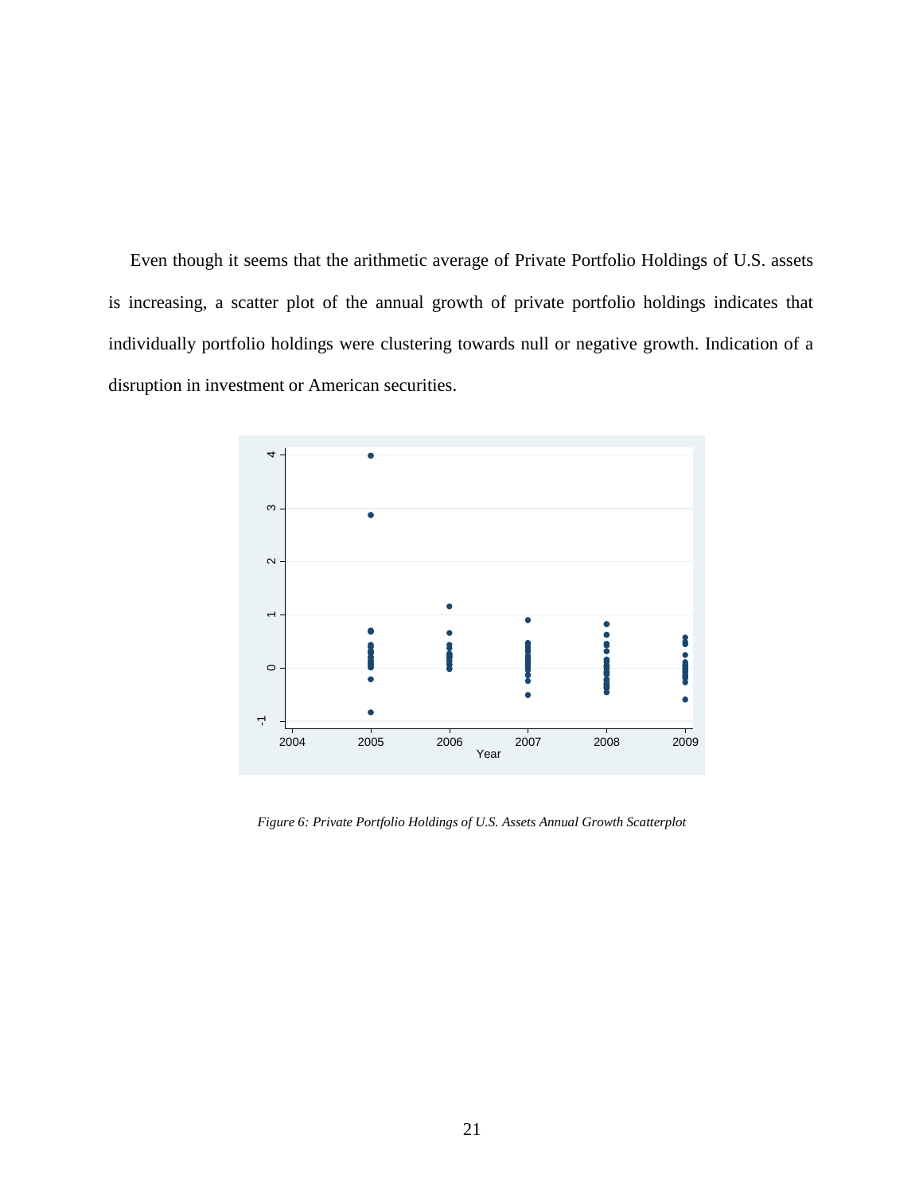Even though it seems that the arithmetic average of Private Portfolio Holdings of U.S. assets is increasing, a scatter plot of the annual growth of private portfolio holdings indicates that individually portfolio holdings were clustering towards null or negative growth. Indication of a disruption in investment or American securities.

*Figure 6: Private Portfolio Holdings of U.S. Assets Annual Growth Scatterplot*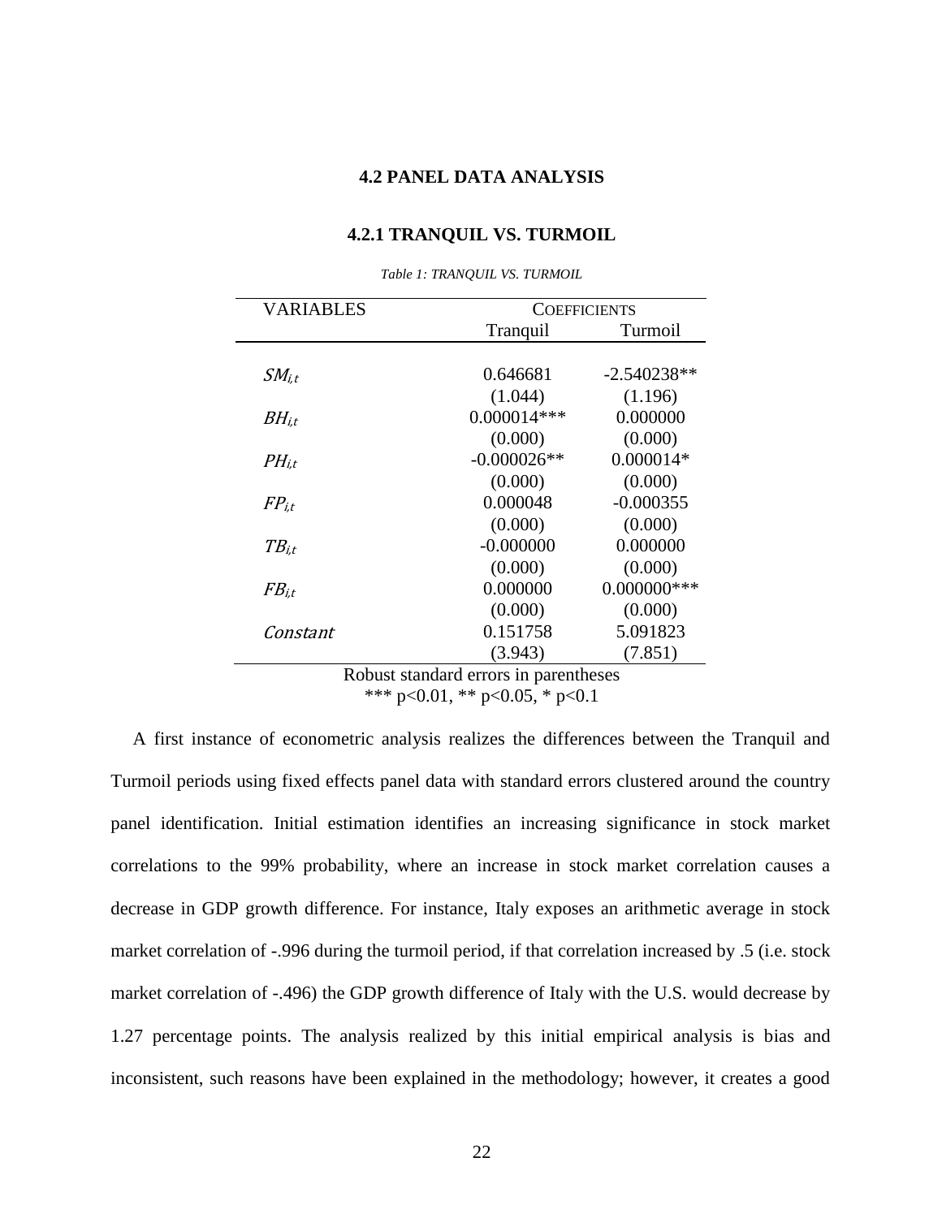### 4.2 PANEL DATA ANALYSIS

#### 4.2.1 TRANQUIL VS. TURMOIL

*Table 1: TRANQUIL VS. TURMOIL*

| VARIABLES | COEFFICIENTS | |
|---|---|---|
| | Tranquil | Turmoil |
| $SM_{i,t}$ | 0.646681 | -2.540238** |
| | (1.044) | (1.196) |
| $BH_{i,t}$ | 0.000014*** | 0.000000 |
| | (0.000) | (0.000) |
| $PH_{i,t}$ | -0.000026** | 0.000014* |
| | (0.000) | (0.000) |
| $FP_{i,t}$ | 0.000048 | -0.000355 |
| | (0.000) | (0.000) |
| $TB_{i,t}$ | -0.000000 | 0.000000 |
| | (0.000) | (0.000) |
| $FB_{i,t}$ | 0.000000 | 0.000000*** |
| | (0.000) | (0.000) |
| *Constant* | 0.151758 | 5.091823 |
| | (3.943) | (7.851) |

Robust standard errors in parentheses
*** p<0.01, ** p<0.05, * p<0.1

A first instance of econometric analysis realizes the differences between the Tranquil and Turmoil periods using fixed effects panel data with standard errors clustered around the country panel identification. Initial estimation identifies an increasing significance in stock market correlations to the 99% probability, where an increase in stock market correlation causes a decrease in GDP growth difference. For instance, Italy exposes an arithmetic average in stock market correlation of -.996 during the turmoil period, if that correlation increased by .5 (i.e. stock market correlation of -.496) the GDP growth difference of Italy with the U.S. would decrease by 1.27 percentage points. The analysis realized by this initial empirical analysis is bias and inconsistent, such reasons have been explained in the methodology; however, it creates a good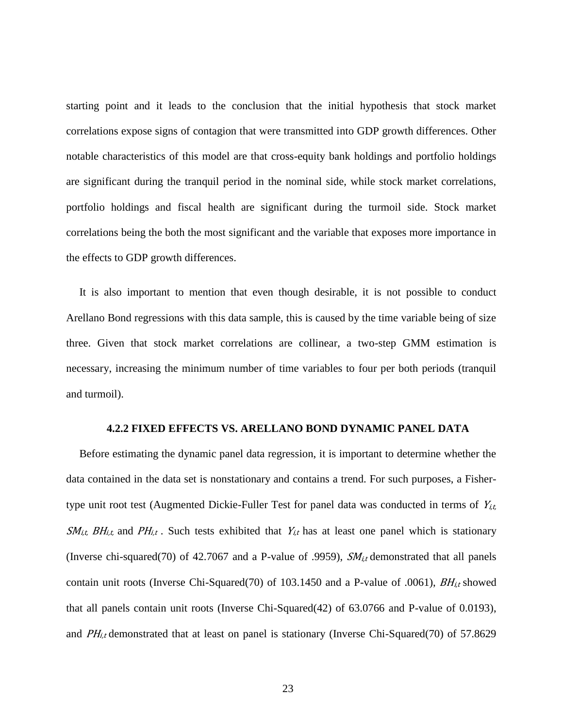starting point and it leads to the conclusion that the initial hypothesis that stock market correlations expose signs of contagion that were transmitted into GDP growth differences. Other notable characteristics of this model are that cross-equity bank holdings and portfolio holdings are significant during the tranquil period in the nominal side, while stock market correlations, portfolio holdings and fiscal health are significant during the turmoil side. Stock market correlations being the both the most significant and the variable that exposes more importance in the effects to GDP growth differences.

It is also important to mention that even though desirable, it is not possible to conduct Arellano Bond regressions with this data sample, this is caused by the time variable being of size three. Given that stock market correlations are collinear, a two-step GMM estimation is necessary, increasing the minimum number of time variables to four per both periods (tranquil and turmoil).

#### 4.2.2 FIXED EFFECTS VS. ARELLANO BOND DYNAMIC PANEL DATA

Before estimating the dynamic panel data regression, it is important to determine whether the data contained in the data set is nonstationary and contains a trend. For such purposes, a Fisher-type unit root test (Augmented Dickie-Fuller Test for panel data was conducted in terms of $Y_{i,t,}$ $SM_{i,t,}$ $BH_{i,t,}$ and $PH_{i,t}$ . Such tests exhibited that $Y_{i,t}$ has at least one panel which is stationary (Inverse chi-squared(70) of 42.7067 and a P-value of .9959), $SM_{i,t}$ demonstrated that all panels contain unit roots (Inverse Chi-Squared(70) of 103.1450 and a P-value of .0061), $BH_{i,t}$ showed that all panels contain unit roots (Inverse Chi-Squared(42) of 63.0766 and P-value of 0.0193), and $PH_{i,t}$ demonstrated that at least on panel is stationary (Inverse Chi-Squared(70) of 57.8629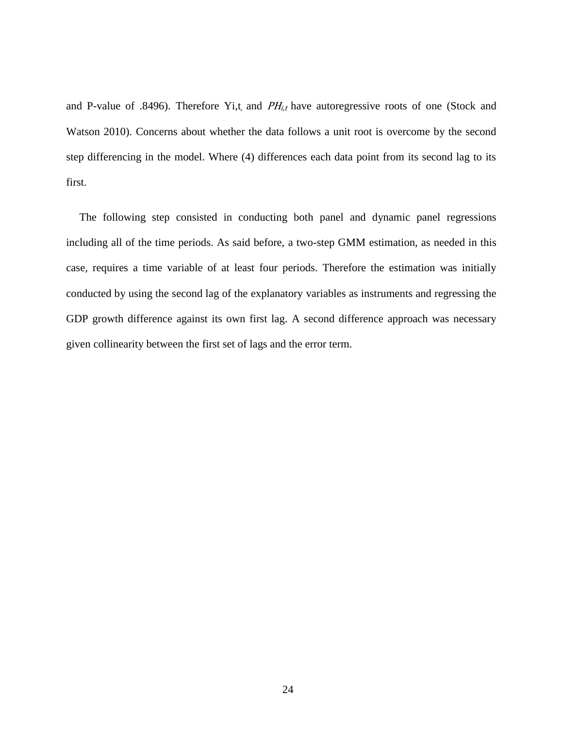and P-value of .8496). Therefore $Y_{i,t}$ and $PH_{i,t}$ have autoregressive roots of one (Stock and Watson 2010). Concerns about whether the data follows a unit root is overcome by the second step differencing in the model. Where (4) differences each data point from its second lag to its first.

The following step consisted in conducting both panel and dynamic panel regressions including all of the time periods. As said before, a two-step GMM estimation, as needed in this case, requires a time variable of at least four periods. Therefore the estimation was initially conducted by using the second lag of the explanatory variables as instruments and regressing the GDP growth difference against its own first lag. A second difference approach was necessary given collinearity between the first set of lags and the error term.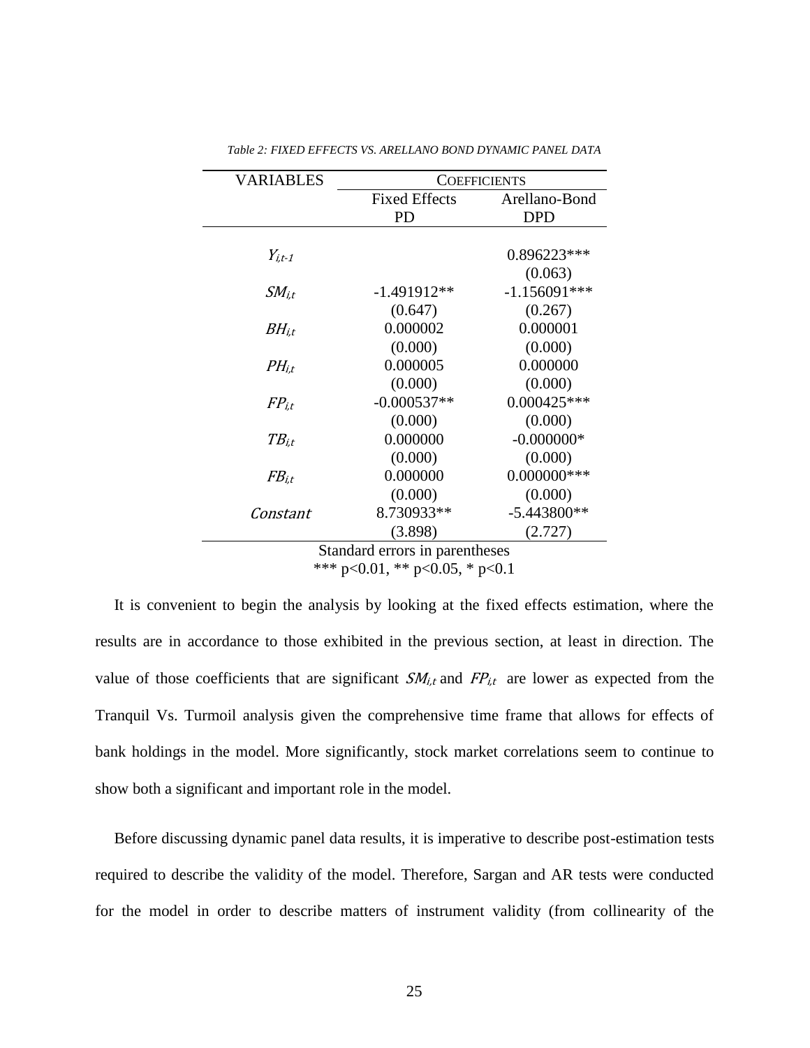*Table 2: FIXED EFFECTS VS. ARELLANO BOND DYNAMIC PANEL DATA*

| VARIABLES | COEFFICIENTS | |
|---|---|---|
| | Fixed Effects PD | Arellano-Bond DPD |
| $Y_{i,t-1}$ | | 0.896223*** |
| | | (0.063) |
| $SM_{i,t}$ | -1.491912** | -1.156091*** |
| | (0.647) | (0.267) |
| $BH_{i,t}$ | 0.000002 | 0.000001 |
| | (0.000) | (0.000) |
| $PH_{i,t}$ | 0.000005 | 0.000000 |
| | (0.000) | (0.000) |
| $FP_{i,t}$ | -0.000537** | 0.000425*** |
| | (0.000) | (0.000) |
| $TB_{i,t}$ | 0.000000 | -0.000000* |
| | (0.000) | (0.000) |
| $FB_{i,t}$ | 0.000000 | 0.000000*** |
| | (0.000) | (0.000) |
| *Constant* | 8.730933** | -5.443800** |
| | (3.898) | (2.727) |

Standard errors in parentheses
*** p<0.01, ** p<0.05, * p<0.1

It is convenient to begin the analysis by looking at the fixed effects estimation, where the results are in accordance to those exhibited in the previous section, at least in direction. The value of those coefficients that are significant $SM_{i,t}$ and $FP_{i,t}$ are lower as expected from the Tranquil Vs. Turmoil analysis given the comprehensive time frame that allows for effects of bank holdings in the model. More significantly, stock market correlations seem to continue to show both a significant and important role in the model.

Before discussing dynamic panel data results, it is imperative to describe post-estimation tests required to describe the validity of the model. Therefore, Sargan and AR tests were conducted for the model in order to describe matters of instrument validity (from collinearity of the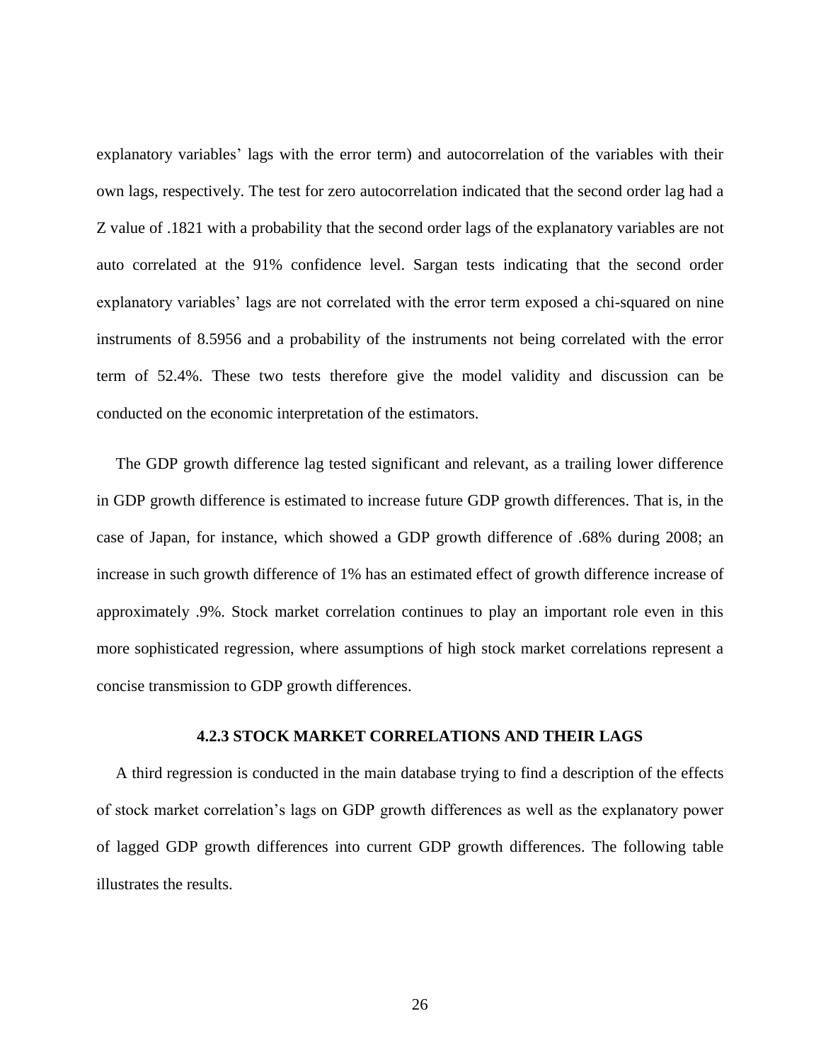explanatory variables' lags with the error term) and autocorrelation of the variables with their own lags, respectively. The test for zero autocorrelation indicated that the second order lag had a Z value of .1821 with a probability that the second order lags of the explanatory variables are not auto correlated at the 91% confidence level. Sargan tests indicating that the second order explanatory variables' lags are not correlated with the error term exposed a chi-squared on nine instruments of 8.5956 and a probability of the instruments not being correlated with the error term of 52.4%. These two tests therefore give the model validity and discussion can be conducted on the economic interpretation of the estimators.

The GDP growth difference lag tested significant and relevant, as a trailing lower difference in GDP growth difference is estimated to increase future GDP growth differences. That is, in the case of Japan, for instance, which showed a GDP growth difference of .68% during 2008; an increase in such growth difference of 1% has an estimated effect of growth difference increase of approximately .9%. Stock market correlation continues to play an important role even in this more sophisticated regression, where assumptions of high stock market correlations represent a concise transmission to GDP growth differences.

### 4.2.3 STOCK MARKET CORRELATIONS AND THEIR LAGS

A third regression is conducted in the main database trying to find a description of the effects of stock market correlation's lags on GDP growth differences as well as the explanatory power of lagged GDP growth differences into current GDP growth differences. The following table illustrates the results.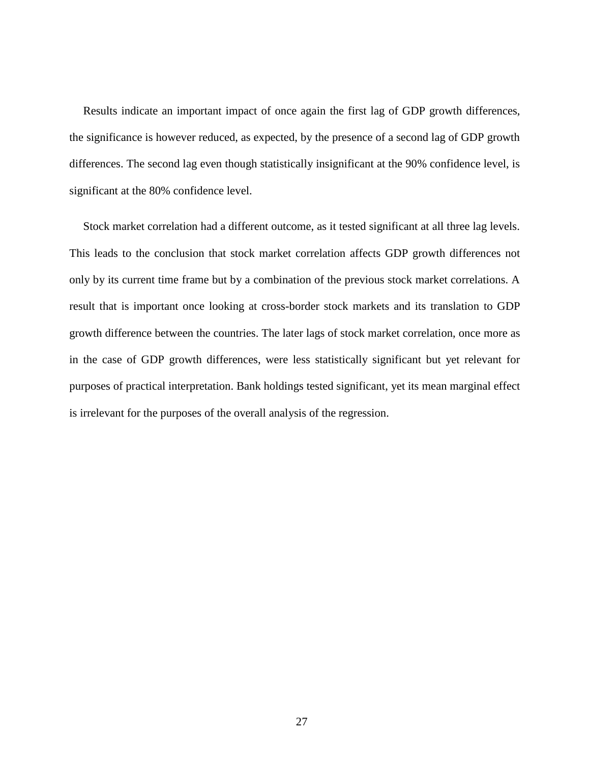Results indicate an important impact of once again the first lag of GDP growth differences, the significance is however reduced, as expected, by the presence of a second lag of GDP growth differences. The second lag even though statistically insignificant at the 90% confidence level, is significant at the 80% confidence level.

Stock market correlation had a different outcome, as it tested significant at all three lag levels. This leads to the conclusion that stock market correlation affects GDP growth differences not only by its current time frame but by a combination of the previous stock market correlations. A result that is important once looking at cross-border stock markets and its translation to GDP growth difference between the countries. The later lags of stock market correlation, once more as in the case of GDP growth differences, were less statistically significant but yet relevant for purposes of practical interpretation. Bank holdings tested significant, yet its mean marginal effect is irrelevant for the purposes of the overall analysis of the regression.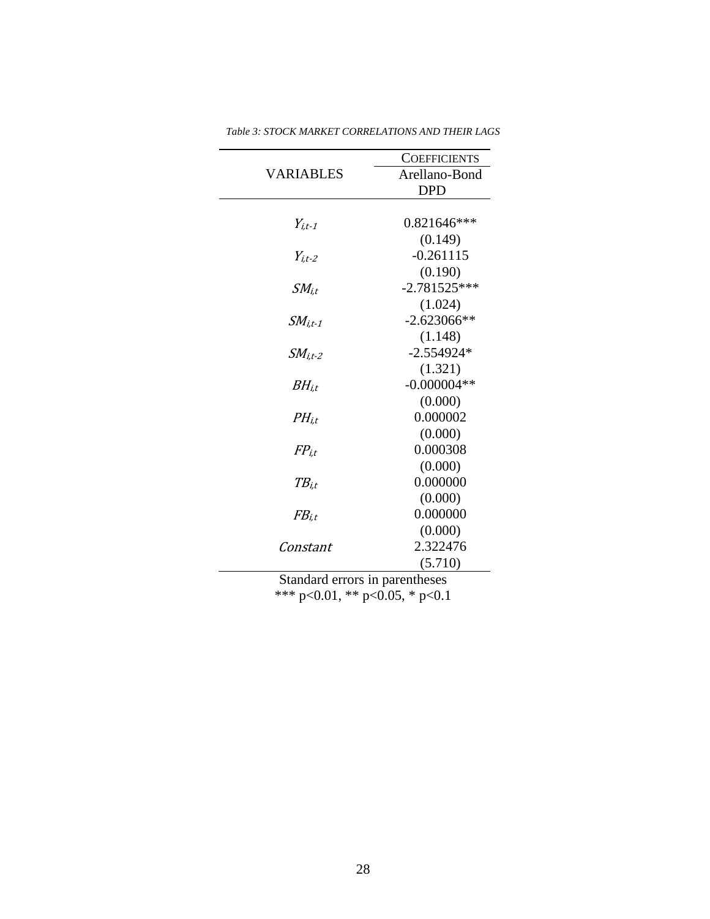*Table 3: STOCK MARKET CORRELATIONS AND THEIR LAGS*

| VARIABLES | COEFFICIENTS Arellano-Bond DPD |
|---|---|
| $Y_{i,t-1}$ | 0.821646*** |
| | (0.149) |
| $Y_{i,t-2}$ | -0.261115 |
| | (0.190) |
| $SM_{i,t}$ | -2.781525*** |
| | (1.024) |
| $SM_{i,t-1}$ | -2.623066** |
| | (1.148) |
| $SM_{i,t-2}$ | -2.554924* |
| | (1.321) |
| $BH_{i,t}$ | -0.000004** |
| | (0.000) |
| $PH_{i,t}$ | 0.000002 |
| | (0.000) |
| $FP_{i,t}$ | 0.000308 |
| | (0.000) |
| $TB_{i,t}$ | 0.000000 |
| | (0.000) |
| $FB_{i,t}$ | 0.000000 |
| | (0.000) |
| *Constant* | 2.322476 |
| | (5.710) |

Standard errors in parentheses
*** p<0.01, ** p<0.05, * p<0.1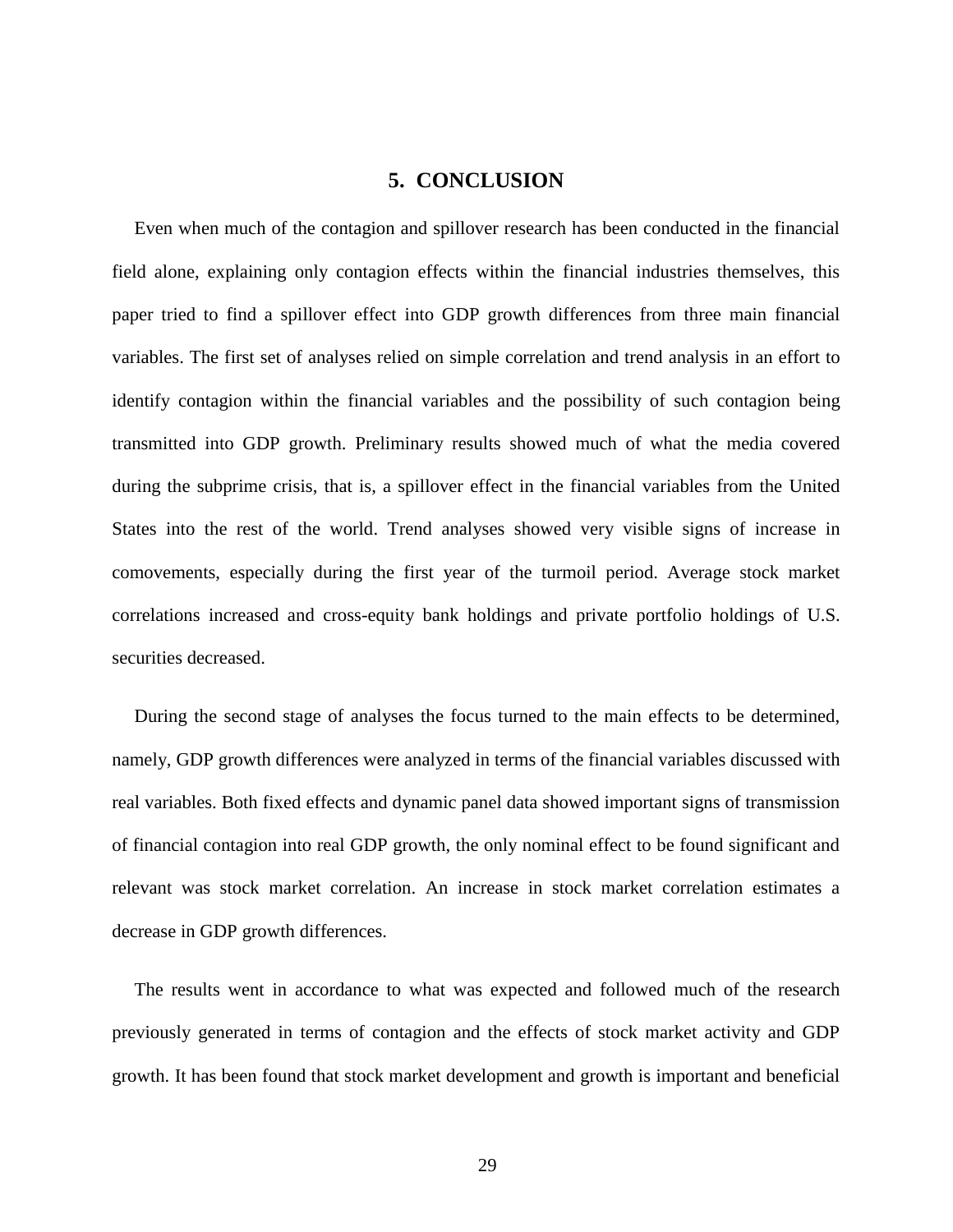## 5. CONCLUSION

Even when much of the contagion and spillover research has been conducted in the financial field alone, explaining only contagion effects within the financial industries themselves, this paper tried to find a spillover effect into GDP growth differences from three main financial variables. The first set of analyses relied on simple correlation and trend analysis in an effort to identify contagion within the financial variables and the possibility of such contagion being transmitted into GDP growth. Preliminary results showed much of what the media covered during the subprime crisis, that is, a spillover effect in the financial variables from the United States into the rest of the world. Trend analyses showed very visible signs of increase in comovements, especially during the first year of the turmoil period. Average stock market correlations increased and cross-equity bank holdings and private portfolio holdings of U.S. securities decreased.

During the second stage of analyses the focus turned to the main effects to be determined, namely, GDP growth differences were analyzed in terms of the financial variables discussed with real variables. Both fixed effects and dynamic panel data showed important signs of transmission of financial contagion into real GDP growth, the only nominal effect to be found significant and relevant was stock market correlation. An increase in stock market correlation estimates a decrease in GDP growth differences.

The results went in accordance to what was expected and followed much of the research previously generated in terms of contagion and the effects of stock market activity and GDP growth. It has been found that stock market development and growth is important and beneficial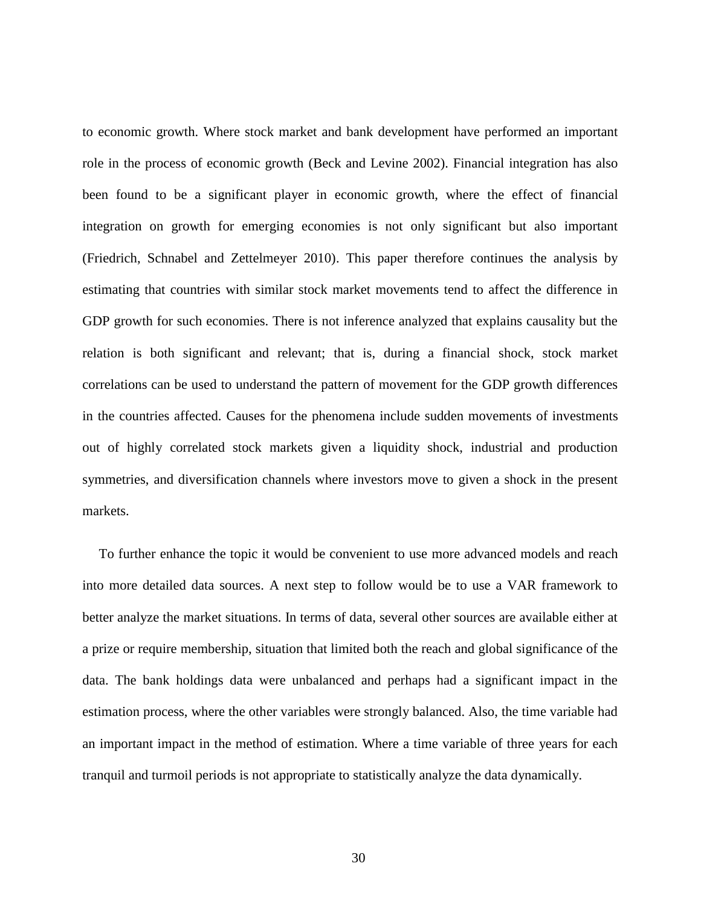to economic growth. Where stock market and bank development have performed an important role in the process of economic growth (Beck and Levine 2002). Financial integration has also been found to be a significant player in economic growth, where the effect of financial integration on growth for emerging economies is not only significant but also important (Friedrich, Schnabel and Zettelmeyer 2010). This paper therefore continues the analysis by estimating that countries with similar stock market movements tend to affect the difference in GDP growth for such economies. There is not inference analyzed that explains causality but the relation is both significant and relevant; that is, during a financial shock, stock market correlations can be used to understand the pattern of movement for the GDP growth differences in the countries affected. Causes for the phenomena include sudden movements of investments out of highly correlated stock markets given a liquidity shock, industrial and production symmetries, and diversification channels where investors move to given a shock in the present markets.

To further enhance the topic it would be convenient to use more advanced models and reach into more detailed data sources. A next step to follow would be to use a VAR framework to better analyze the market situations. In terms of data, several other sources are available either at a prize or require membership, situation that limited both the reach and global significance of the data. The bank holdings data were unbalanced and perhaps had a significant impact in the estimation process, where the other variables were strongly balanced. Also, the time variable had an important impact in the method of estimation. Where a time variable of three years for each tranquil and turmoil periods is not appropriate to statistically analyze the data dynamically.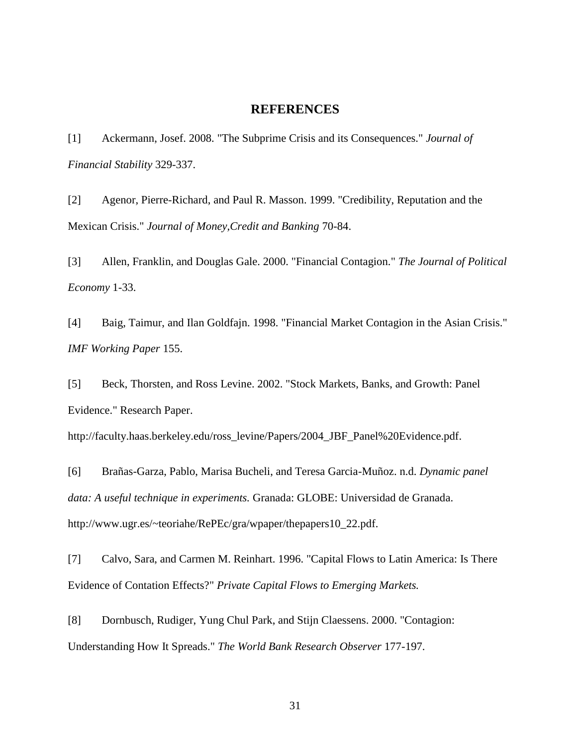# REFERENCES

[1] Ackermann, Josef. 2008. "The Subprime Crisis and its Consequences." *Journal of Financial Stability* 329-337.

[2] Agenor, Pierre-Richard, and Paul R. Masson. 1999. "Credibility, Reputation and the Mexican Crisis." *Journal of Money,Credit and Banking* 70-84.

[3] Allen, Franklin, and Douglas Gale. 2000. "Financial Contagion." *The Journal of Political Economy* 1-33.

[4] Baig, Taimur, and Ilan Goldfajn. 1998. "Financial Market Contagion in the Asian Crisis." *IMF Working Paper* 155.

[5] Beck, Thorsten, and Ross Levine. 2002. "Stock Markets, Banks, and Growth: Panel Evidence." Research Paper. http://faculty.haas.berkeley.edu/ross_levine/Papers/2004_JBF_Panel%20Evidence.pdf.

[6] Brañas-Garza, Pablo, Marisa Bucheli, and Teresa Garcia-Muñoz. n.d. *Dynamic panel data: A useful technique in experiments.* Granada: GLOBE: Universidad de Granada. http://www.ugr.es/~teoriahe/RePEc/gra/wpaper/thepapers10_22.pdf.

[7] Calvo, Sara, and Carmen M. Reinhart. 1996. "Capital Flows to Latin America: Is There Evidence of Contation Effects?" *Private Capital Flows to Emerging Markets.*

[8] Dornbusch, Rudiger, Yung Chul Park, and Stijn Claessens. 2000. "Contagion: Understanding How It Spreads." *The World Bank Research Observer* 177-197.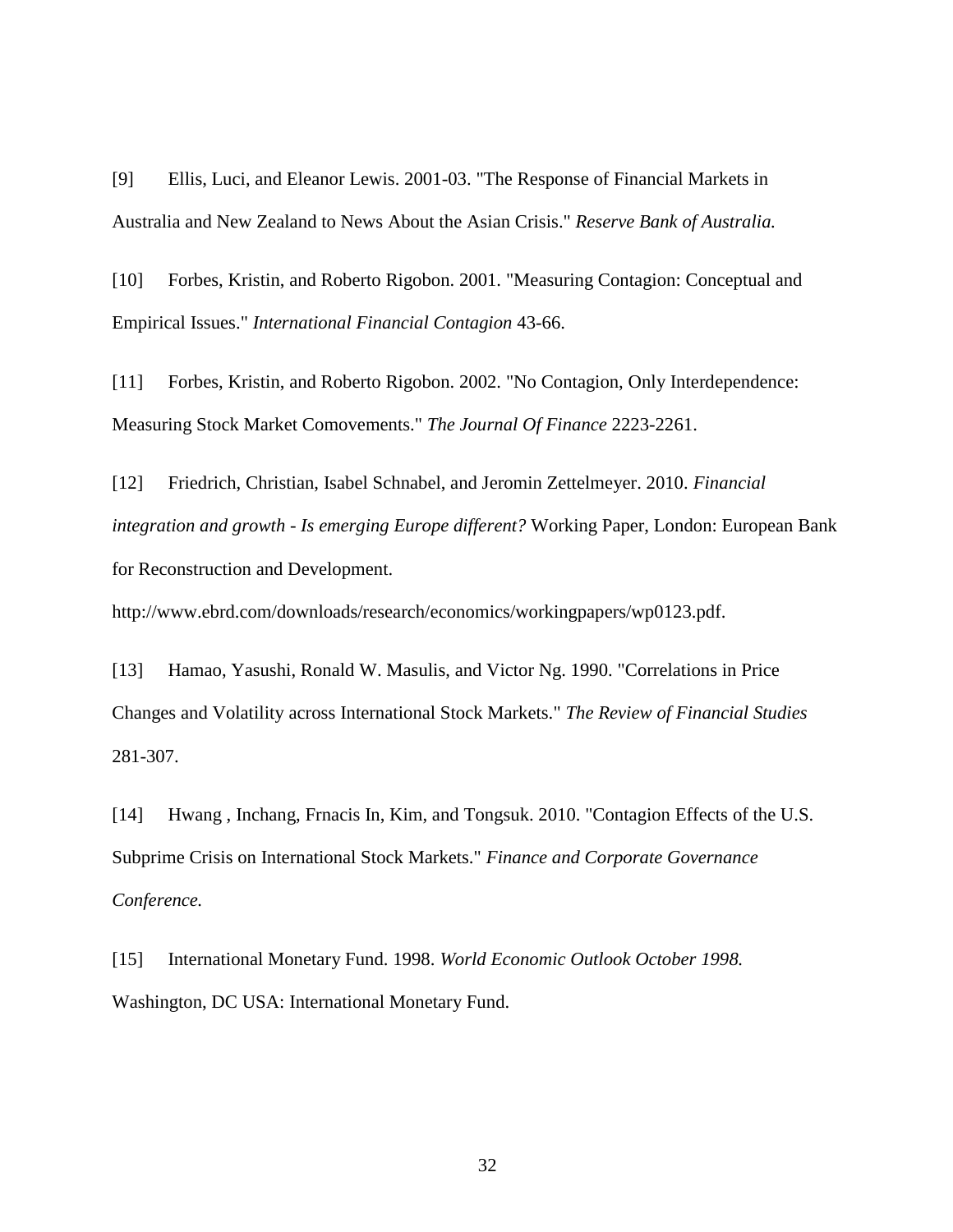[9] Ellis, Luci, and Eleanor Lewis. 2001-03. "The Response of Financial Markets in Australia and New Zealand to News About the Asian Crisis." *Reserve Bank of Australia.*

[10] Forbes, Kristin, and Roberto Rigobon. 2001. "Measuring Contagion: Conceptual and Empirical Issues." *International Financial Contagion* 43-66.

[11] Forbes, Kristin, and Roberto Rigobon. 2002. "No Contagion, Only Interdependence: Measuring Stock Market Comovements." *The Journal Of Finance* 2223-2261.

[12] Friedrich, Christian, Isabel Schnabel, and Jeromin Zettelmeyer. 2010. *Financial integration and growth - Is emerging Europe different?* Working Paper, London: European Bank for Reconstruction and Development. http://www.ebrd.com/downloads/research/economics/workingpapers/wp0123.pdf.

[13] Hamao, Yasushi, Ronald W. Masulis, and Victor Ng. 1990. "Correlations in Price Changes and Volatility across International Stock Markets." *The Review of Financial Studies* 281-307.

[14] Hwang , Inchang, Frnacis In, Kim, and Tongsuk. 2010. "Contagion Effects of the U.S. Subprime Crisis on International Stock Markets." *Finance and Corporate Governance Conference.*

[15] International Monetary Fund. 1998. *World Economic Outlook October 1998.* Washington, DC USA: International Monetary Fund.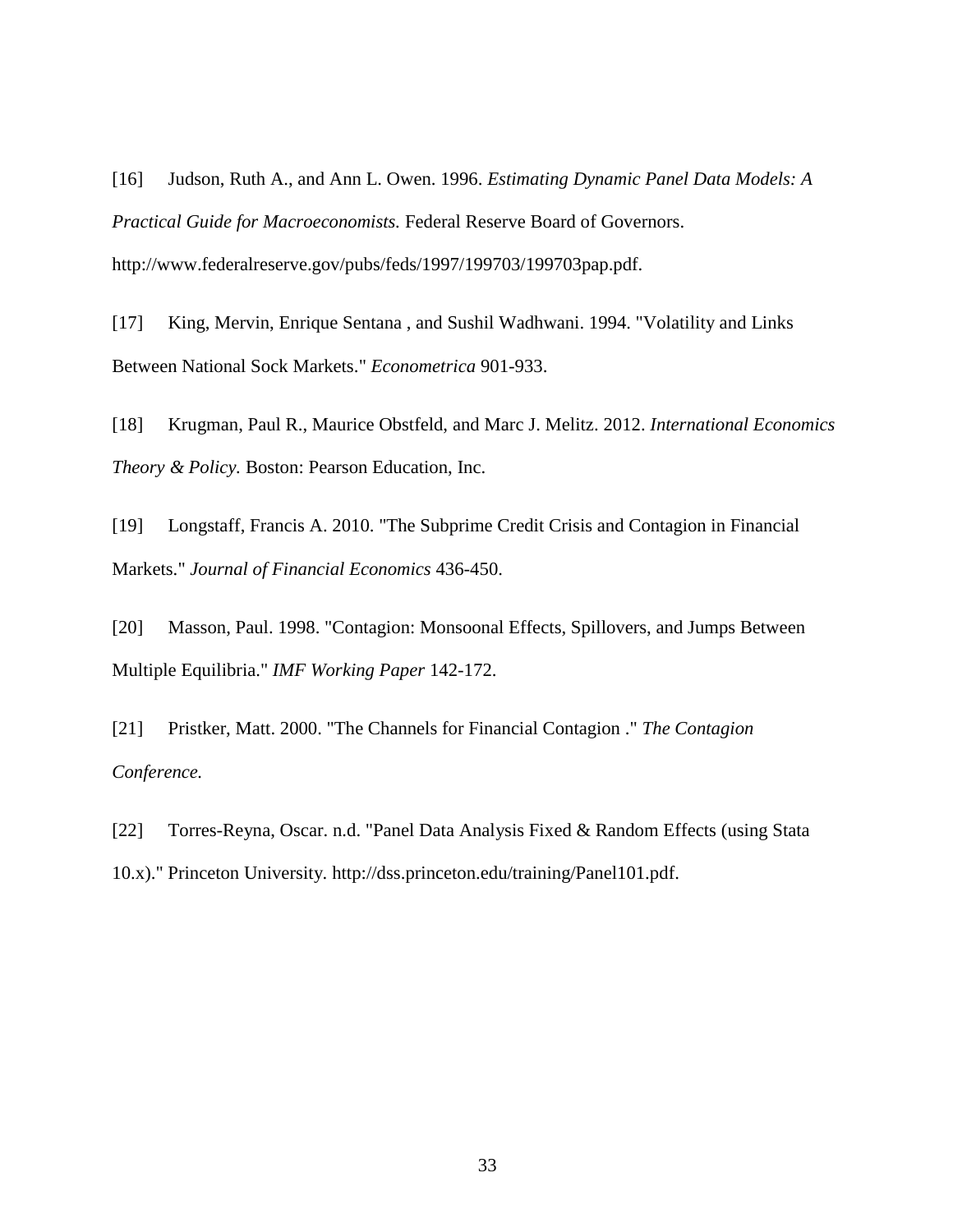[16] Judson, Ruth A., and Ann L. Owen. 1996. *Estimating Dynamic Panel Data Models: A Practical Guide for Macroeconomists.* Federal Reserve Board of Governors. http://www.federalreserve.gov/pubs/feds/1997/199703/199703pap.pdf.

[17] King, Mervin, Enrique Sentana , and Sushil Wadhwani. 1994. "Volatility and Links Between National Sock Markets." *Econometrica* 901-933.

[18] Krugman, Paul R., Maurice Obstfeld, and Marc J. Melitz. 2012. *International Economics Theory & Policy.* Boston: Pearson Education, Inc.

[19] Longstaff, Francis A. 2010. "The Subprime Credit Crisis and Contagion in Financial Markets." *Journal of Financial Economics* 436-450.

[20] Masson, Paul. 1998. "Contagion: Monsoonal Effects, Spillovers, and Jumps Between Multiple Equilibria." *IMF Working Paper* 142-172.

[21] Pristker, Matt. 2000. "The Channels for Financial Contagion ." *The Contagion Conference.*

[22] Torres-Reyna, Oscar. n.d. "Panel Data Analysis Fixed & Random Effects (using Stata 10.x)." Princeton University. http://dss.princeton.edu/training/Panel101.pdf.